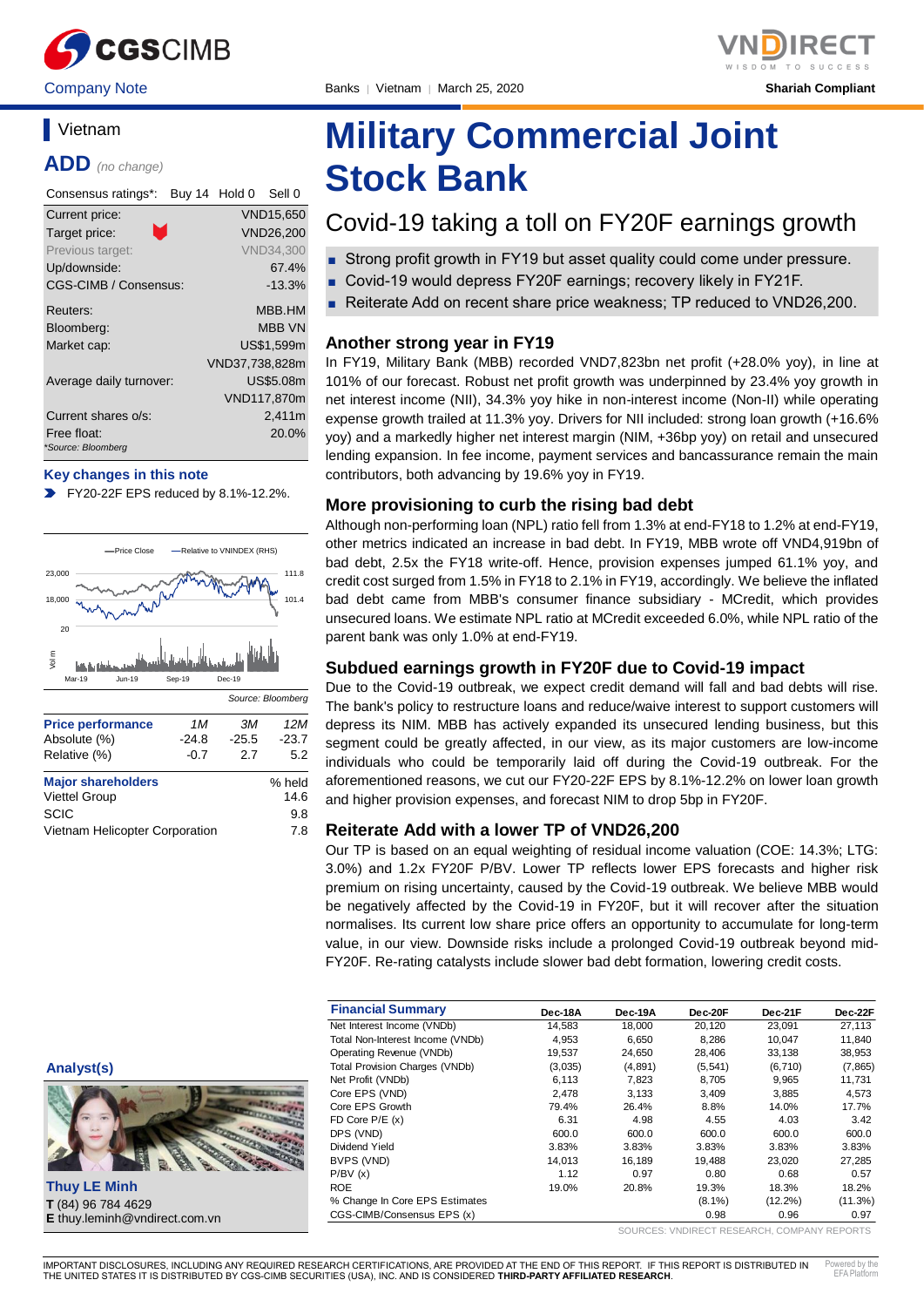Company Note | Banks | Vietnam | March 25, 2020 | Shariah Compliant

## Vietnam

**ADD** *(no change)*

| Consensus ratings*: | Buy 14 Hold 0 Sell 0 |
|---|---|
| Current price: | VND15,650 |
| Target price: | VND26,200 |
| Previous target: | VND34,300 |
| Up/downside: | 67.4% |
| CGS-CIMB / Consensus: | -13.3% |
| Reuters: | MBB.HM |
| Bloomberg: | MBB VN |
| Market cap: | US$1,599m |
| | VND37,738,828m |
| Average daily turnover: | US$5.08m |
| | VND117,870m |
| Current shares o/s: | 2,411m |
| Free float: | 20.0% |

*Source: Bloomberg

**Key changes in this note**

- FY20-22F EPS reduced by 8.1%-12.2%.

Source: Bloomberg

| Price performance | 1M | 3M | 12M |
|---|---|---|---|
| Absolute (%) | -24.8 | -25.5 | -23.7 |
| Relative (%) | -0.7 | 2.7 | 5.2 |

| Major shareholders | % held |
|---|---|
| Viettel Group | 14.6 |
| SCIC | 9.8 |
| Vietnam Helicopter Corporation | 7.8 |

**Analyst(s)**

**Thuy LE Minh**
**T** (84) 96 784 4629
**E** thuy.leminh@vndirect.com.vn

# Military Commercial Joint Stock Bank

## Covid-19 taking a toll on FY20F earnings growth

- Strong profit growth in FY19 but asset quality could come under pressure.
- Covid-19 would depress FY20F earnings; recovery likely in FY21F.
- Reiterate Add on recent share price weakness; TP reduced to VND26,200.

### Another strong year in FY19

In FY19, Military Bank (MBB) recorded VND7,823bn net profit (+28.0% yoy), in line at 101% of our forecast. Robust net profit growth was underpinned by 23.4% yoy growth in net interest income (NII), 34.3% yoy hike in non-interest income (Non-II) while operating expense growth trailed at 11.3% yoy. Drivers for NII included: strong loan growth (+16.6% yoy) and a markedly higher net interest margin (NIM, +36bp yoy) on retail and unsecured lending expansion. In fee income, payment services and bancassurance remain the main contributors, both advancing by 19.6% yoy in FY19.

### More provisioning to curb the rising bad debt

Although non-performing loan (NPL) ratio fell from 1.3% at end-FY18 to 1.2% at end-FY19, other metrics indicated an increase in bad debt. In FY19, MBB wrote off VND4,919bn of bad debt, 2.5x the FY18 write-off. Hence, provision expenses jumped 61.1% yoy, and credit cost surged from 1.5% in FY18 to 2.1% in FY19, accordingly. We believe the inflated bad debt came from MBB's consumer finance subsidiary - MCredit, which provides unsecured loans. We estimate NPL ratio at MCredit exceeded 6.0%, while NPL ratio of the parent bank was only 1.0% at end-FY19.

### Subdued earnings growth in FY20F due to Covid-19 impact

Due to the Covid-19 outbreak, we expect credit demand will fall and bad debts will rise. The bank's policy to restructure loans and reduce/waive interest to support customers will depress its NIM. MBB has actively expanded its unsecured lending business, but this segment could be greatly affected, in our view, as its major customers are low-income individuals who could be temporarily laid off during the Covid-19 outbreak. For the aforementioned reasons, we cut our FY20-22F EPS by 8.1%-12.2% on lower loan growth and higher provision expenses, and forecast NIM to drop 5bp in FY20F.

### Reiterate Add with a lower TP of VND26,200

Our TP is based on an equal weighting of residual income valuation (COE: 14.3%; LTG: 3.0%) and 1.2x FY20F P/BV. Lower TP reflects lower EPS forecasts and higher risk premium on rising uncertainty, caused by the Covid-19 outbreak. We believe MBB would be negatively affected by the Covid-19 in FY20F, but it will recover after the situation normalises. Its current low share price offers an opportunity to accumulate for long-term value, in our view. Downside risks include a prolonged Covid-19 outbreak beyond mid-FY20F. Re-rating catalysts include slower bad debt formation, lowering credit costs.

| Financial Summary | Dec-18A | Dec-19A | Dec-20F | Dec-21F | Dec-22F |
|---|---|---|---|---|---|
| Net Interest Income (VNDb) | 14,583 | 18,000 | 20,120 | 23,091 | 27,113 |
| Total Non-Interest Income (VNDb) | 4,953 | 6,650 | 8,286 | 10,047 | 11,840 |
| Operating Revenue (VNDb) | 19,537 | 24,650 | 28,406 | 33,138 | 38,953 |
| Total Provision Charges (VNDb) | (3,035) | (4,891) | (5,541) | (6,710) | (7,865) |
| Net Profit (VNDb) | 6,113 | 7,823 | 8,705 | 9,965 | 11,731 |
| Core EPS (VND) | 2,478 | 3,133 | 3,409 | 3,885 | 4,573 |
| Core EPS Growth | 79.4% | 26.4% | 8.8% | 14.0% | 17.7% |
| FD Core P/E (x) | 6.31 | 4.98 | 4.55 | 4.03 | 3.42 |
| DPS (VND) | 600.0 | 600.0 | 600.0 | 600.0 | 600.0 |
| Dividend Yield | 3.83% | 3.83% | 3.83% | 3.83% | 3.83% |
| BVPS (VND) | 14,013 | 16,189 | 19,488 | 23,020 | 27,285 |
| P/BV (x) | 1.12 | 0.97 | 0.80 | 0.68 | 0.57 |
| ROE | 19.0% | 20.8% | 19.3% | 18.3% | 18.2% |
| % Change In Core EPS Estimates | | | (8.1%) | (12.2%) | (11.3%) |
| CGS-CIMB/Consensus EPS (x) | | | 0.98 | 0.96 | 0.97 |

SOURCES: VNDIRECT RESEARCH, COMPANY REPORTS

IMPORTANT DISCLOSURES, INCLUDING ANY REQUIRED RESEARCH CERTIFICATIONS, ARE PROVIDED AT THE END OF THIS REPORT. IF THIS REPORT IS DISTRIBUTED IN THE UNITED STATES IT IS DISTRIBUTED BY CGS-CIMB SECURITIES (USA), INC. AND IS CONSIDERED **THIRD-PARTY AFFILIATED RESEARCH**.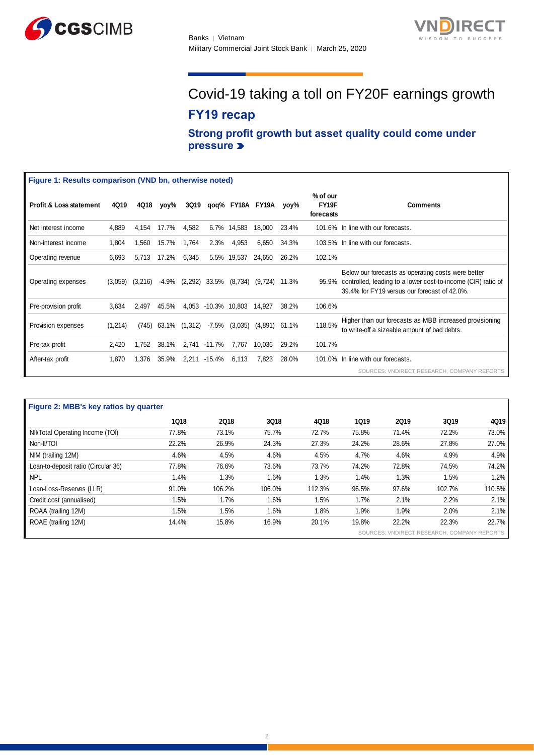# Covid-19 taking a toll on FY20F earnings growth

## FY19 recap

### Strong profit growth but asset quality could come under pressure

**Figure 1: Results comparison (VND bn, otherwise noted)**

| Profit & Loss statement | 4Q19 | 4Q18 | yoy% | 3Q19 | qoq% | FY18A | FY19A | yoy% | % of our FY19F forecasts | Comments |
|---|---|---|---|---|---|---|---|---|---|---|
| Net interest income | 4,889 | 4,154 | 17.7% | 4,582 | 6.7% | 14,583 | 18,000 | 23.4% | 101.6% | In line with our forecasts. |
| Non-interest income | 1,804 | 1,560 | 15.7% | 1,764 | 2.3% | 4,953 | 6,650 | 34.3% | 103.5% | In line with our forecasts. |
| Operating revenue | 6,693 | 5,713 | 17.2% | 6,345 | 5.5% | 19,537 | 24,650 | 26.2% | 102.1% | |
| Operating expenses | (3,059) | (3,216) | -4.9% | (2,292) | 33.5% | (8,734) | (9,724) | 11.3% | 95.9% | Below our forecasts as operating costs were better controlled, leading to a lower cost-to-income (CIR) ratio of 39.4% for FY19 versus our forecast of 42.0%. |
| Pre-provision profit | 3,634 | 2,497 | 45.5% | 4,053 | -10.3% | 10,803 | 14,927 | 38.2% | 106.6% | |
| Provision expenses | (1,214) | (745) | 63.1% | (1,312) | -7.5% | (3,035) | (4,891) | 61.1% | 118.5% | Higher than our forecasts as MBB increased provisioning to write-off a sizeable amount of bad debts. |
| Pre-tax profit | 2,420 | 1,752 | 38.1% | 2,741 | -11.7% | 7,767 | 10,036 | 29.2% | 101.7% | |
| After-tax profit | 1,870 | 1,376 | 35.9% | 2,211 | -15.4% | 6,113 | 7,823 | 28.0% | 101.0% | In line with our forecasts. |

SOURCES: VNDIRECT RESEARCH, COMPANY REPORTS

**Figure 2: MBB's key ratios by quarter**

| | 1Q18 | 2Q18 | 3Q18 | 4Q18 | 1Q19 | 2Q19 | 3Q19 | 4Q19 |
|---|---|---|---|---|---|---|---|---|
| NII/Total Operating Income (TOI) | 77.8% | 73.1% | 75.7% | 72.7% | 75.8% | 71.4% | 72.2% | 73.0% |
| Non-II/TOI | 22.2% | 26.9% | 24.3% | 27.3% | 24.2% | 28.6% | 27.8% | 27.0% |
| NIM (trailing 12M) | 4.6% | 4.5% | 4.6% | 4.5% | 4.7% | 4.6% | 4.9% | 4.9% |
| Loan-to-deposit ratio (Circular 36) | 77.8% | 76.6% | 73.6% | 73.7% | 74.2% | 72.8% | 74.5% | 74.2% |
| NPL | 1.4% | 1.3% | 1.6% | 1.3% | 1.4% | 1.3% | 1.5% | 1.2% |
| Loan-Loss-Reserves (LLR) | 91.0% | 106.2% | 106.0% | 112.3% | 96.5% | 97.6% | 102.7% | 110.5% |
| Credit cost (annualised) | 1.5% | 1.7% | 1.6% | 1.5% | 1.7% | 2.1% | 2.2% | 2.1% |
| ROAA (trailing 12M) | 1.5% | 1.5% | 1.6% | 1.8% | 1.9% | 1.9% | 2.0% | 2.1% |
| ROAE (trailing 12M) | 14.4% | 15.8% | 16.9% | 20.1% | 19.8% | 22.2% | 22.3% | 22.7% |

SOURCES: VNDIRECT RESEARCH, COMPANY REPORTS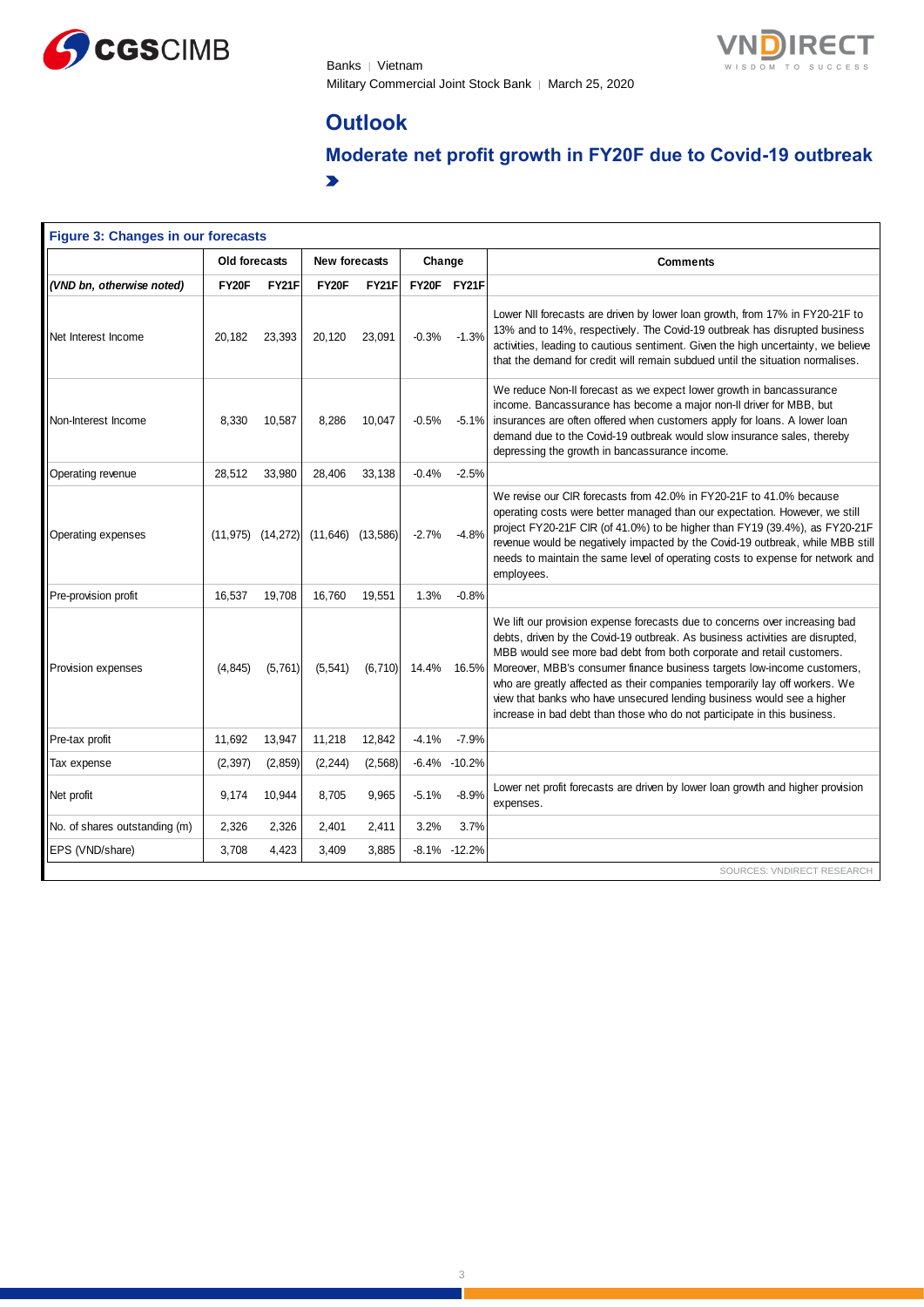## Outlook

### Moderate net profit growth in FY20F due to Covid-19 outbreak

**Figure 3: Changes in our forecasts**

| | Old forecasts | | New forecasts | | Change | | Comments |
|---|---|---|---|---|---|---|---|
| *(VND bn, otherwise noted)* | FY20F | FY21F | FY20F | FY21F | FY20F | FY21F | |
| Net Interest Income | 20,182 | 23,393 | 20,120 | 23,091 | -0.3% | -1.3% | Lower NII forecasts are driven by lower loan growth, from 17% in FY20-21F to 13% and to 14%, respectively. The Covid-19 outbreak has disrupted business activities, leading to cautious sentiment. Given the high uncertainty, we believe that the demand for credit will remain subdued until the situation normalises. |
| Non-Interest Income | 8,330 | 10,587 | 8,286 | 10,047 | -0.5% | -5.1% | We reduce Non-II forecast as we expect lower growth in bancassurance income. Bancassurance has become a major non-II driver for MBB, but insurances are often offered when customers apply for loans. A lower loan demand due to the Covid-19 outbreak would slow insurance sales, thereby depressing the growth in bancassurance income. |
| Operating revenue | 28,512 | 33,980 | 28,406 | 33,138 | -0.4% | -2.5% | |
| Operating expenses | (11,975) | (14,272) | (11,646) | (13,586) | -2.7% | -4.8% | We revise our CIR forecasts from 42.0% in FY20-21F to 41.0% because operating costs were better managed than our expectation. However, we still project FY20-21F CIR (of 41.0%) to be higher than FY19 (39.4%), as FY20-21F revenue would be negatively impacted by the Covid-19 outbreak, while MBB still needs to maintain the same level of operating costs to expense for network and employees. |
| Pre-provision profit | 16,537 | 19,708 | 16,760 | 19,551 | 1.3% | -0.8% | |
| Provision expenses | (4,845) | (5,761) | (5,541) | (6,710) | 14.4% | 16.5% | We lift our provision expense forecasts due to concerns over increasing bad debts, driven by the Covid-19 outbreak. As business activities are disrupted, MBB would see more bad debt from both corporate and retail customers. Moreover, MBB's consumer finance business targets low-income customers, who are greatly affected as their companies temporarily lay off workers. We view that banks who have unsecured lending business would see a higher increase in bad debt than those who do not participate in this business. |
| Pre-tax profit | 11,692 | 13,947 | 11,218 | 12,842 | -4.1% | -7.9% | |
| Tax expense | (2,397) | (2,859) | (2,244) | (2,568) | -6.4% | -10.2% | |
| Net profit | 9,174 | 10,944 | 8,705 | 9,965 | -5.1% | -8.9% | Lower net profit forecasts are driven by lower loan growth and higher provision expenses. |
| No. of shares outstanding (m) | 2,326 | 2,326 | 2,401 | 2,411 | 3.2% | 3.7% | |
| EPS (VND/share) | 3,708 | 4,423 | 3,409 | 3,885 | -8.1% | -12.2% | |

SOURCES: VNDIRECT RESEARCH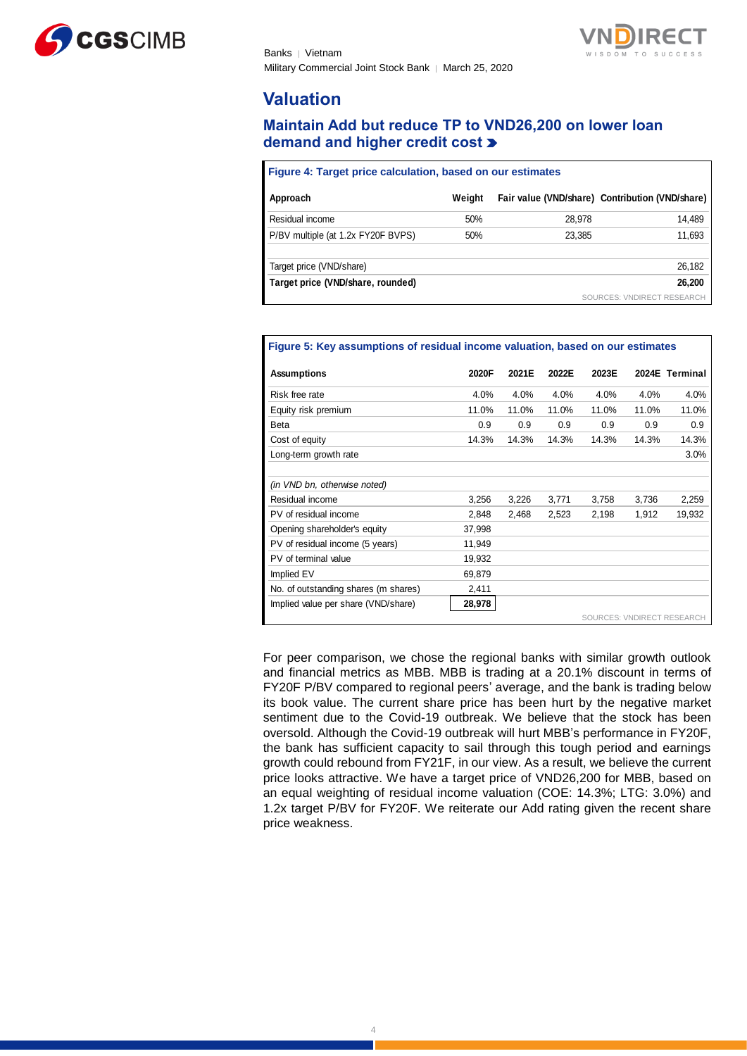## Valuation

### Maintain Add but reduce TP to VND26,200 on lower loan demand and higher credit cost

**Figure 4: Target price calculation, based on our estimates**

| Approach | Weight | Fair value (VND/share) | Contribution (VND/share) |
|---|---|---|---|
| Residual income | 50% | 28,978 | 14,489 |
| P/BV multiple (at 1.2x FY20F BVPS) | 50% | 23,385 | 11,693 |
| | | | |
| Target price (VND/share) | | | 26,182 |
| **Target price (VND/share, rounded)** | | | **26,200** |

SOURCES: VNDIRECT RESEARCH

**Figure 5: Key assumptions of residual income valuation, based on our estimates**

| Assumptions | 2020F | 2021E | 2022E | 2023E | 2024E | Terminal |
|---|---|---|---|---|---|---|
| Risk free rate | 4.0% | 4.0% | 4.0% | 4.0% | 4.0% | 4.0% |
| Equity risk premium | 11.0% | 11.0% | 11.0% | 11.0% | 11.0% | 11.0% |
| Beta | 0.9 | 0.9 | 0.9 | 0.9 | 0.9 | 0.9 |
| Cost of equity | 14.3% | 14.3% | 14.3% | 14.3% | 14.3% | 14.3% |
| Long-term growth rate | | | | | | 3.0% |
| | | | | | | |
| *(in VND bn, otherwise noted)* | | | | | | |
| Residual income | 3,256 | 3,226 | 3,771 | 3,758 | 3,736 | 2,259 |
| PV of residual income | 2,848 | 2,468 | 2,523 | 2,198 | 1,912 | 19,932 |
| Opening shareholder's equity | 37,998 | | | | | |
| PV of residual income (5 years) | 11,949 | | | | | |
| PV of terminal value | 19,932 | | | | | |
| Implied EV | 69,879 | | | | | |
| No. of outstanding shares (m shares) | 2,411 | | | | | |
| Implied value per share (VND/share) | **28,978** | | | | | |

SOURCES: VNDIRECT RESEARCH

For peer comparison, we chose the regional banks with similar growth outlook and financial metrics as MBB. MBB is trading at a 20.1% discount in terms of FY20F P/BV compared to regional peers' average, and the bank is trading below its book value. The current share price has been hurt by the negative market sentiment due to the Covid-19 outbreak. We believe that the stock has been oversold. Although the Covid-19 outbreak will hurt MBB's performance in FY20F, the bank has sufficient capacity to sail through this tough period and earnings growth could rebound from FY21F, in our view. As a result, we believe the current price looks attractive. We have a target price of VND26,200 for MBB, based on an equal weighting of residual income valuation (COE: 14.3%; LTG: 3.0%) and 1.2x target P/BV for FY20F. We reiterate our Add rating given the recent share price weakness.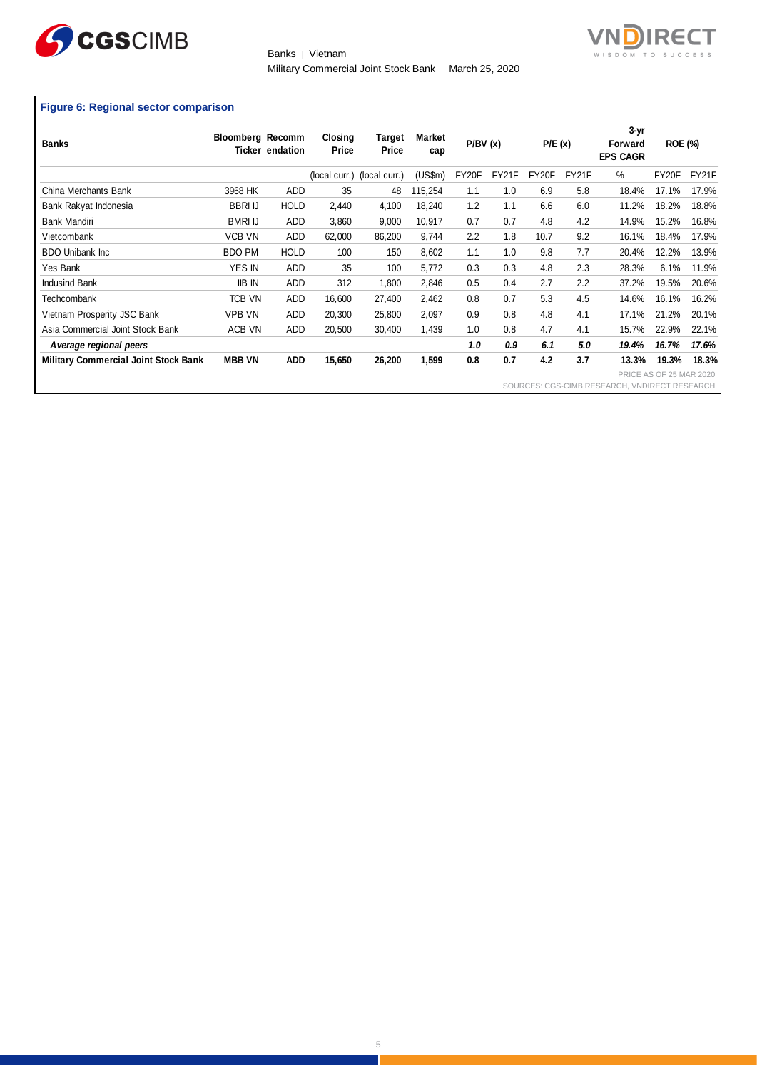**Figure 6: Regional sector comparison**

| Banks | Bloomberg Ticker | Recommendation | Closing Price | Target Price | Market cap | P/BV (x) | | P/E (x) | | 3-yr Forward EPS CAGR | ROE (%) | |
|---|---|---|---|---|---|---|---|---|---|---|---|---|
| | | | (local curr.) | (local curr.) | (US$m) | FY20F | FY21F | FY20F | FY21F | % | FY20F | FY21F |
| China Merchants Bank | 3968 HK | ADD | 35 | 48 | 115,254 | 1.1 | 1.0 | 6.9 | 5.8 | 18.4% | 17.1% | 17.9% |
| Bank Rakyat Indonesia | BBRI IJ | HOLD | 2,440 | 4,100 | 18,240 | 1.2 | 1.1 | 6.6 | 6.0 | 11.2% | 18.2% | 18.8% |
| Bank Mandiri | BMRI IJ | ADD | 3,860 | 9,000 | 10,917 | 0.7 | 0.7 | 4.8 | 4.2 | 14.9% | 15.2% | 16.8% |
| Vietcombank | VCB VN | ADD | 62,000 | 86,200 | 9,744 | 2.2 | 1.8 | 10.7 | 9.2 | 16.1% | 18.4% | 17.9% |
| BDO Unibank Inc | BDO PM | HOLD | 100 | 150 | 8,602 | 1.1 | 1.0 | 9.8 | 7.7 | 20.4% | 12.2% | 13.9% |
| Yes Bank | YES IN | ADD | 35 | 100 | 5,772 | 0.3 | 0.3 | 4.8 | 2.3 | 28.3% | 6.1% | 11.9% |
| Indusind Bank | IIB IN | ADD | 312 | 1,800 | 2,846 | 0.5 | 0.4 | 2.7 | 2.2 | 37.2% | 19.5% | 20.6% |
| Techcombank | TCB VN | ADD | 16,600 | 27,400 | 2,462 | 0.8 | 0.7 | 5.3 | 4.5 | 14.6% | 16.1% | 16.2% |
| Vietnam Prosperity JSC Bank | VPB VN | ADD | 20,300 | 25,800 | 2,097 | 0.9 | 0.8 | 4.8 | 4.1 | 17.1% | 21.2% | 20.1% |
| Asia Commercial Joint Stock Bank | ACB VN | ADD | 20,500 | 30,400 | 1,439 | 1.0 | 0.8 | 4.7 | 4.1 | 15.7% | 22.9% | 22.1% |
| ***Average regional peers*** | | | | | | ***1.0*** | ***0.9*** | ***6.1*** | ***5.0*** | ***19.4%*** | ***16.7%*** | ***17.6%*** |
| **Military Commercial Joint Stock Bank** | **MBB VN** | **ADD** | **15,650** | **26,200** | **1,599** | **0.8** | **0.7** | **4.2** | **3.7** | **13.3%** | **19.3%** | **18.3%** |

PRICE AS OF 25 MAR 2020

SOURCES: CGS-CIMB RESEARCH, VNDIRECT RESEARCH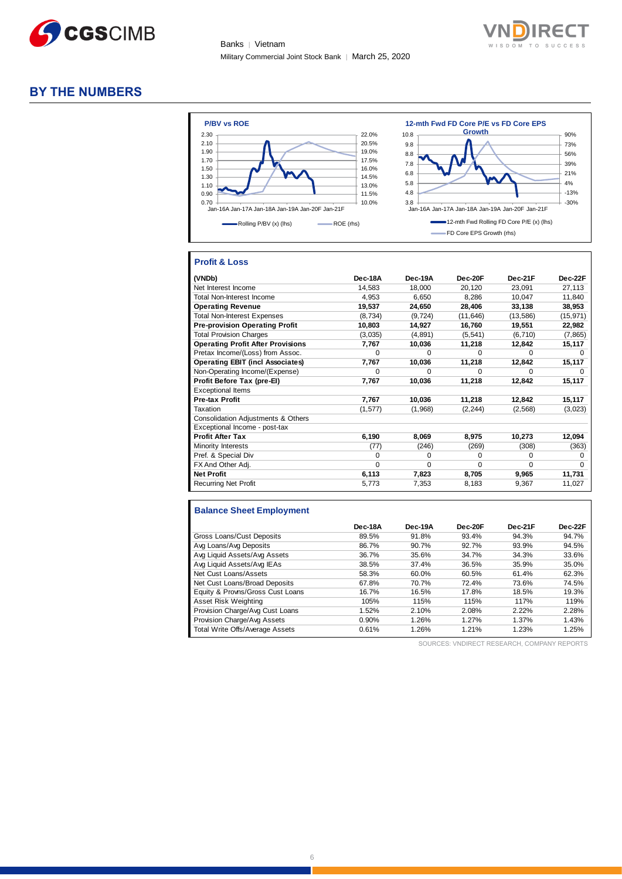# BY THE NUMBERS

**P/BV vs ROE**

Rolling P/BV (x) (lhs) — ROE (rhs)

**12-mth Fwd FD Core P/E vs FD Core EPS Growth**

12-mth Fwd Rolling FD Core P/E (x) (lhs) — FD Core EPS Growth (rhs)

## Profit & Loss

| (VNDb) | Dec-18A | Dec-19A | Dec-20F | Dec-21F | Dec-22F |
|---|---|---|---|---|---|
| Net Interest Income | 14,583 | 18,000 | 20,120 | 23,091 | 27,113 |
| Total Non-Interest Income | 4,953 | 6,650 | 8,286 | 10,047 | 11,840 |
| **Operating Revenue** | **19,537** | **24,650** | **28,406** | **33,138** | **38,953** |
| Total Non-Interest Expenses | (8,734) | (9,724) | (11,646) | (13,586) | (15,971) |
| **Pre-provision Operating Profit** | **10,803** | **14,927** | **16,760** | **19,551** | **22,982** |
| Total Provision Charges | (3,035) | (4,891) | (5,541) | (6,710) | (7,865) |
| **Operating Profit After Provisions** | **7,767** | **10,036** | **11,218** | **12,842** | **15,117** |
| Pretax Income/(Loss) from Assoc. | 0 | 0 | 0 | 0 | 0 |
| **Operating EBIT (incl Associates)** | **7,767** | **10,036** | **11,218** | **12,842** | **15,117** |
| Non-Operating Income/(Expense) | 0 | 0 | 0 | 0 | 0 |
| **Profit Before Tax (pre-EI)** | **7,767** | **10,036** | **11,218** | **12,842** | **15,117** |
| Exceptional Items | | | | | |
| **Pre-tax Profit** | **7,767** | **10,036** | **11,218** | **12,842** | **15,117** |
| Taxation | (1,577) | (1,968) | (2,244) | (2,568) | (3,023) |
| Consolidation Adjustments & Others | | | | | |
| Exceptional Income - post-tax | | | | | |
| **Profit After Tax** | **6,190** | **8,069** | **8,975** | **10,273** | **12,094** |
| Minority Interests | (77) | (246) | (269) | (308) | (363) |
| Pref. & Special Div | 0 | 0 | 0 | 0 | 0 |
| FX And Other Adj. | 0 | 0 | 0 | 0 | 0 |
| **Net Profit** | **6,113** | **7,823** | **8,705** | **9,965** | **11,731** |
| Recurring Net Profit | 5,773 | 7,353 | 8,183 | 9,367 | 11,027 |

## Balance Sheet Employment

| | Dec-18A | Dec-19A | Dec-20F | Dec-21F | Dec-22F |
|---|---|---|---|---|---|
| Gross Loans/Cust Deposits | 89.5% | 91.8% | 93.4% | 94.3% | 94.7% |
| Avg Loans/Avg Deposits | 86.7% | 90.7% | 92.7% | 93.9% | 94.5% |
| Avg Liquid Assets/Avg Assets | 36.7% | 35.6% | 34.7% | 34.3% | 33.6% |
| Avg Liquid Assets/Avg IEAs | 38.5% | 37.4% | 36.5% | 35.9% | 35.0% |
| Net Cust Loans/Assets | 58.3% | 60.0% | 60.5% | 61.4% | 62.3% |
| Net Cust Loans/Broad Deposits | 67.8% | 70.7% | 72.4% | 73.6% | 74.5% |
| Equity & Provns/Gross Cust Loans | 16.7% | 16.5% | 17.8% | 18.5% | 19.3% |
| Asset Risk Weighting | 105% | 115% | 115% | 117% | 119% |
| Provision Charge/Avg Cust Loans | 1.52% | 2.10% | 2.08% | 2.22% | 2.28% |
| Provision Charge/Avg Assets | 0.90% | 1.26% | 1.27% | 1.37% | 1.43% |
| Total Write Offs/Average Assets | 0.61% | 1.26% | 1.21% | 1.23% | 1.25% |

SOURCES: VNDIRECT RESEARCH, COMPANY REPORTS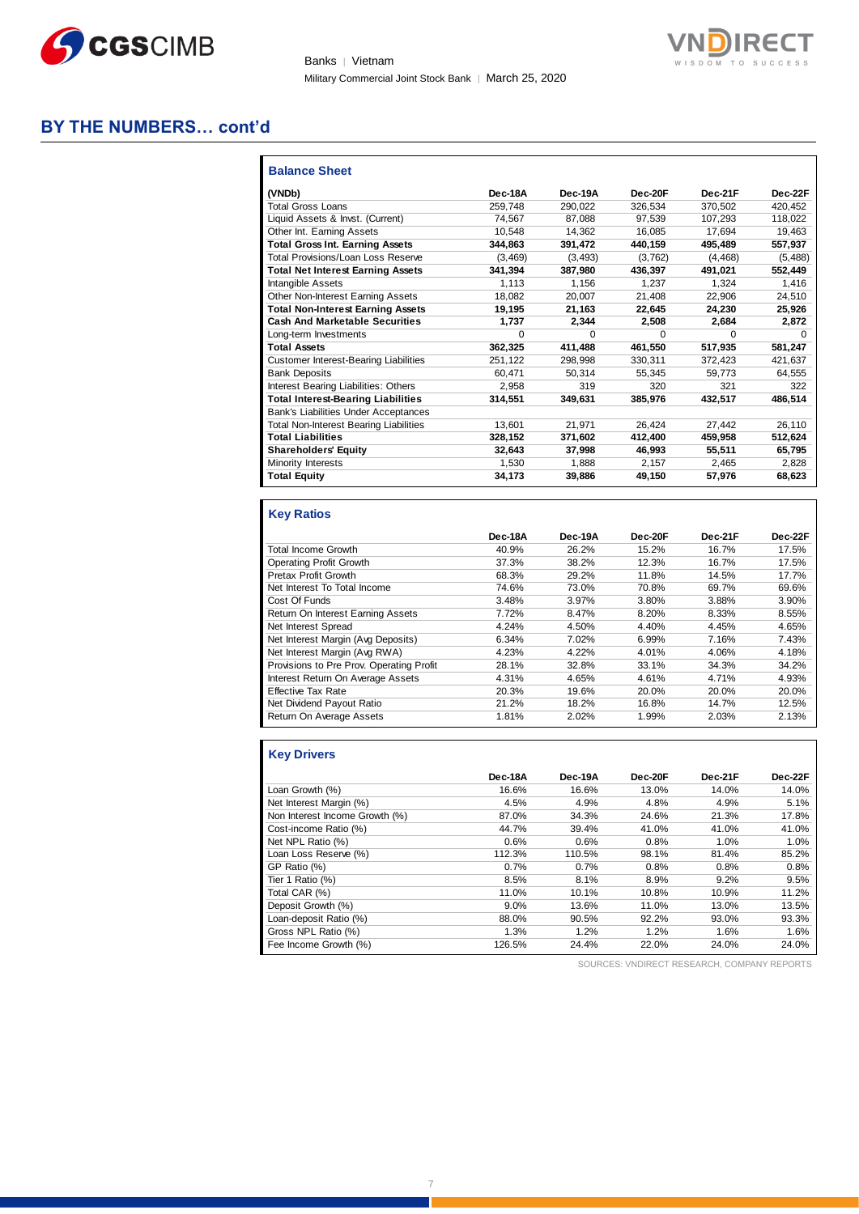## BY THE NUMBERS… cont'd

### Balance Sheet

| (VNDb) | Dec-18A | Dec-19A | Dec-20F | Dec-21F | Dec-22F |
|---|---|---|---|---|---|
| Total Gross Loans | 259,748 | 290,022 | 326,534 | 370,502 | 420,452 |
| Liquid Assets & Invst. (Current) | 74,567 | 87,088 | 97,539 | 107,293 | 118,022 |
| Other Int. Earning Assets | 10,548 | 14,362 | 16,085 | 17,694 | 19,463 |
| **Total Gross Int. Earning Assets** | **344,863** | **391,472** | **440,159** | **495,489** | **557,937** |
| Total Provisions/Loan Loss Reserve | (3,469) | (3,493) | (3,762) | (4,468) | (5,488) |
| **Total Net Interest Earning Assets** | **341,394** | **387,980** | **436,397** | **491,021** | **552,449** |
| Intangible Assets | 1,113 | 1,156 | 1,237 | 1,324 | 1,416 |
| Other Non-Interest Earning Assets | 18,082 | 20,007 | 21,408 | 22,906 | 24,510 |
| **Total Non-Interest Earning Assets** | **19,195** | **21,163** | **22,645** | **24,230** | **25,926** |
| **Cash And Marketable Securities** | **1,737** | **2,344** | **2,508** | **2,684** | **2,872** |
| Long-term Investments | 0 | 0 | 0 | 0 | 0 |
| **Total Assets** | **362,325** | **411,488** | **461,550** | **517,935** | **581,247** |
| Customer Interest-Bearing Liabilities | 251,122 | 298,998 | 330,311 | 372,423 | 421,637 |
| Bank Deposits | 60,471 | 50,314 | 55,345 | 59,773 | 64,555 |
| Interest Bearing Liabilities: Others | 2,958 | 319 | 320 | 321 | 322 |
| **Total Interest-Bearing Liabilities** | **314,551** | **349,631** | **385,976** | **432,517** | **486,514** |
| Bank's Liabilities Under Acceptances | | | | | |
| Total Non-Interest Bearing Liabilities | 13,601 | 21,971 | 26,424 | 27,442 | 26,110 |
| **Total Liabilities** | **328,152** | **371,602** | **412,400** | **459,958** | **512,624** |
| **Shareholders' Equity** | **32,643** | **37,998** | **46,993** | **55,511** | **65,795** |
| Minority Interests | 1,530 | 1,888 | 2,157 | 2,465 | 2,828 |
| **Total Equity** | **34,173** | **39,886** | **49,150** | **57,976** | **68,623** |

### Key Ratios

| | Dec-18A | Dec-19A | Dec-20F | Dec-21F | Dec-22F |
|---|---|---|---|---|---|
| Total Income Growth | 40.9% | 26.2% | 15.2% | 16.7% | 17.5% |
| Operating Profit Growth | 37.3% | 38.2% | 12.3% | 16.7% | 17.5% |
| Pretax Profit Growth | 68.3% | 29.2% | 11.8% | 14.5% | 17.7% |
| Net Interest To Total Income | 74.6% | 73.0% | 70.8% | 69.7% | 69.6% |
| Cost Of Funds | 3.48% | 3.97% | 3.80% | 3.88% | 3.90% |
| Return On Interest Earning Assets | 7.72% | 8.47% | 8.20% | 8.33% | 8.55% |
| Net Interest Spread | 4.24% | 4.50% | 4.40% | 4.45% | 4.65% |
| Net Interest Margin (Avg Deposits) | 6.34% | 7.02% | 6.99% | 7.16% | 7.43% |
| Net Interest Margin (Avg RWA) | 4.23% | 4.22% | 4.01% | 4.06% | 4.18% |
| Provisions to Pre Prov. Operating Profit | 28.1% | 32.8% | 33.1% | 34.3% | 34.2% |
| Interest Return On Average Assets | 4.31% | 4.65% | 4.61% | 4.71% | 4.93% |
| Effective Tax Rate | 20.3% | 19.6% | 20.0% | 20.0% | 20.0% |
| Net Dividend Payout Ratio | 21.2% | 18.2% | 16.8% | 14.7% | 12.5% |
| Return On Average Assets | 1.81% | 2.02% | 1.99% | 2.03% | 2.13% |

### Key Drivers

| | Dec-18A | Dec-19A | Dec-20F | Dec-21F | Dec-22F |
|---|---|---|---|---|---|
| Loan Growth (%) | 16.6% | 16.6% | 13.0% | 14.0% | 14.0% |
| Net Interest Margin (%) | 4.5% | 4.9% | 4.8% | 4.9% | 5.1% |
| Non Interest Income Growth (%) | 87.0% | 34.3% | 24.6% | 21.3% | 17.8% |
| Cost-income Ratio (%) | 44.7% | 39.4% | 41.0% | 41.0% | 41.0% |
| Net NPL Ratio (%) | 0.6% | 0.6% | 0.8% | 1.0% | 1.0% |
| Loan Loss Reserve (%) | 112.3% | 110.5% | 98.1% | 81.4% | 85.2% |
| GP Ratio (%) | 0.7% | 0.7% | 0.8% | 0.8% | 0.8% |
| Tier 1 Ratio (%) | 8.5% | 8.1% | 8.9% | 9.2% | 9.5% |
| Total CAR (%) | 11.0% | 10.1% | 10.8% | 10.9% | 11.2% |
| Deposit Growth (%) | 9.0% | 13.6% | 11.0% | 13.0% | 13.5% |
| Loan-deposit Ratio (%) | 88.0% | 90.5% | 92.2% | 93.0% | 93.3% |
| Gross NPL Ratio (%) | 1.3% | 1.2% | 1.2% | 1.6% | 1.6% |
| Fee Income Growth (%) | 126.5% | 24.4% | 22.0% | 24.0% | 24.0% |

SOURCES: VNDIRECT RESEARCH, COMPANY REPORTS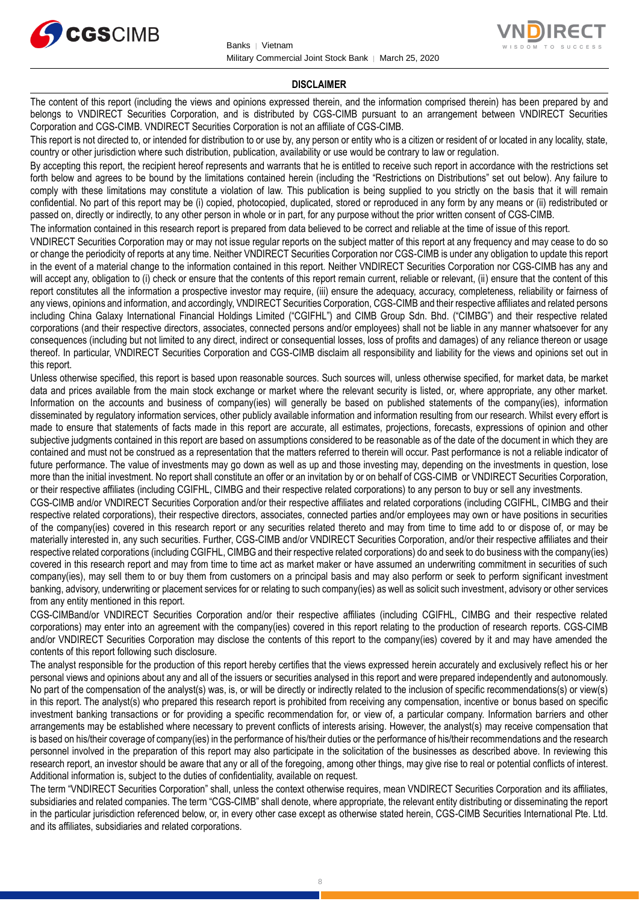## DISCLAIMER

The content of this report (including the views and opinions expressed therein, and the information comprised therein) has been prepared by and belongs to VNDIRECT Securities Corporation, and is distributed by CGS-CIMB pursuant to an arrangement between VNDIRECT Securities Corporation and CGS-CIMB. VNDIRECT Securities Corporation is not an affiliate of CGS-CIMB.

This report is not directed to, or intended for distribution to or use by, any person or entity who is a citizen or resident of or located in any locality, state, country or other jurisdiction where such distribution, publication, availability or use would be contrary to law or regulation.

By accepting this report, the recipient hereof represents and warrants that he is entitled to receive such report in accordance with the restrictions set forth below and agrees to be bound by the limitations contained herein (including the "Restrictions on Distributions" set out below). Any failure to comply with these limitations may constitute a violation of law. This publication is being supplied to you strictly on the basis that it will remain confidential. No part of this report may be (i) copied, photocopied, duplicated, stored or reproduced in any form by any means or (ii) redistributed or passed on, directly or indirectly, to any other person in whole or in part, for any purpose without the prior written consent of CGS-CIMB.

The information contained in this research report is prepared from data believed to be correct and reliable at the time of issue of this report.

VNDIRECT Securities Corporation may or may not issue regular reports on the subject matter of this report at any frequency and may cease to do so or change the periodicity of reports at any time. Neither VNDIRECT Securities Corporation nor CGS-CIMB is under any obligation to update this report in the event of a material change to the information contained in this report. Neither VNDIRECT Securities Corporation nor CGS-CIMB has any and will accept any, obligation to (i) check or ensure that the contents of this report remain current, reliable or relevant, (ii) ensure that the content of this report constitutes all the information a prospective investor may require, (iii) ensure the adequacy, accuracy, completeness, reliability or fairness of any views, opinions and information, and accordingly, VNDIRECT Securities Corporation, CGS-CIMB and their respective affiliates and related persons including China Galaxy International Financial Holdings Limited ("CGIFHL") and CIMB Group Sdn. Bhd. ("CIMBG") and their respective related corporations (and their respective directors, associates, connected persons and/or employees) shall not be liable in any manner whatsoever for any consequences (including but not limited to any direct, indirect or consequential losses, loss of profits and damages) of any reliance thereon or usage thereof. In particular, VNDIRECT Securities Corporation and CGS-CIMB disclaim all responsibility and liability for the views and opinions set out in this report.

Unless otherwise specified, this report is based upon reasonable sources. Such sources will, unless otherwise specified, for market data, be market data and prices available from the main stock exchange or market where the relevant security is listed, or, where appropriate, any other market. Information on the accounts and business of company(ies) will generally be based on published statements of the company(ies), information disseminated by regulatory information services, other publicly available information and information resulting from our research. Whilst every effort is made to ensure that statements of facts made in this report are accurate, all estimates, projections, forecasts, expressions of opinion and other subjective judgments contained in this report are based on assumptions considered to be reasonable as of the date of the document in which they are contained and must not be construed as a representation that the matters referred to therein will occur. Past performance is not a reliable indicator of future performance. The value of investments may go down as well as up and those investing may, depending on the investments in question, lose more than the initial investment. No report shall constitute an offer or an invitation by or on behalf of CGS-CIMB or VNDIRECT Securities Corporation, or their respective affiliates (including CGIFHL, CIMBG and their respective related corporations) to any person to buy or sell any investments.

CGS-CIMB and/or VNDIRECT Securities Corporation and/or their respective affiliates and related corporations (including CGIFHL, CIMBG and their respective related corporations), their respective directors, associates, connected parties and/or employees may own or have positions in securities of the company(ies) covered in this research report or any securities related thereto and may from time to time add to or dispose of, or may be materially interested in, any such securities. Further, CGS-CIMB and/or VNDIRECT Securities Corporation, and/or their respective affiliates and their respective related corporations (including CGIFHL, CIMBG and their respective related corporations) do and seek to do business with the company(ies) covered in this research report and may from time to time act as market maker or have assumed an underwriting commitment in securities of such company(ies), may sell them to or buy them from customers on a principal basis and may also perform or seek to perform significant investment banking, advisory, underwriting or placement services for or relating to such company(ies) as well as solicit such investment, advisory or other services from any entity mentioned in this report.

CGS-CIMBand/or VNDIRECT Securities Corporation and/or their respective affiliates (including CGIFHL, CIMBG and their respective related corporations) may enter into an agreement with the company(ies) covered in this report relating to the production of research reports. CGS-CIMB and/or VNDIRECT Securities Corporation may disclose the contents of this report to the company(ies) covered by it and may have amended the contents of this report following such disclosure.

The analyst responsible for the production of this report hereby certifies that the views expressed herein accurately and exclusively reflect his or her personal views and opinions about any and all of the issuers or securities analysed in this report and were prepared independently and autonomously. No part of the compensation of the analyst(s) was, is, or will be directly or indirectly related to the inclusion of specific recommendations(s) or view(s) in this report. The analyst(s) who prepared this research report is prohibited from receiving any compensation, incentive or bonus based on specific investment banking transactions or for providing a specific recommendation for, or view of, a particular company. Information barriers and other arrangements may be established where necessary to prevent conflicts of interests arising. However, the analyst(s) may receive compensation that is based on his/their coverage of company(ies) in the performance of his/their duties or the performance of his/their recommendations and the research personnel involved in the preparation of this report may also participate in the solicitation of the businesses as described above. In reviewing this research report, an investor should be aware that any or all of the foregoing, among other things, may give rise to real or potential conflicts of interest. Additional information is, subject to the duties of confidentiality, available on request.

The term "VNDIRECT Securities Corporation" shall, unless the context otherwise requires, mean VNDIRECT Securities Corporation and its affiliates, subsidiaries and related companies. The term "CGS-CIMB" shall denote, where appropriate, the relevant entity distributing or disseminating the report in the particular jurisdiction referenced below, or, in every other case except as otherwise stated herein, CGS-CIMB Securities International Pte. Ltd. and its affiliates, subsidiaries and related corporations.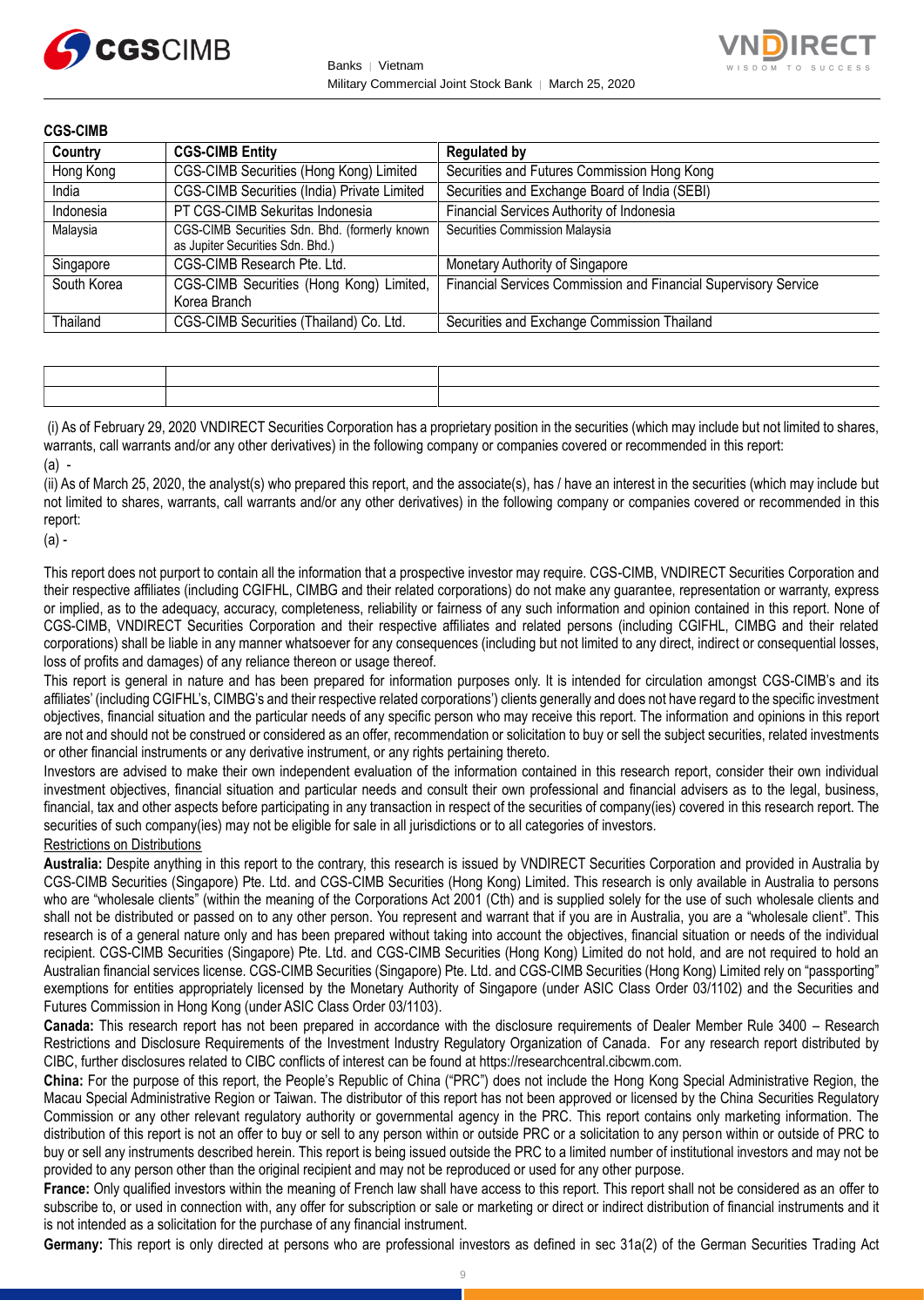**CGS-CIMB**

| Country | CGS-CIMB Entity | Regulated by |
|---|---|---|
| Hong Kong | CGS-CIMB Securities (Hong Kong) Limited | Securities and Futures Commission Hong Kong |
| India | CGS-CIMB Securities (India) Private Limited | Securities and Exchange Board of India (SEBI) |
| Indonesia | PT CGS-CIMB Sekuritas Indonesia | Financial Services Authority of Indonesia |
| Malaysia | CGS-CIMB Securities Sdn. Bhd. (formerly known as Jupiter Securities Sdn. Bhd.) | Securities Commission Malaysia |
| Singapore | CGS-CIMB Research Pte. Ltd. | Monetary Authority of Singapore |
| South Korea | CGS-CIMB Securities (Hong Kong) Limited, Korea Branch | Financial Services Commission and Financial Supervisory Service |
| Thailand | CGS-CIMB Securities (Thailand) Co. Ltd. | Securities and Exchange Commission Thailand |

(i) As of February 29, 2020 VNDIRECT Securities Corporation has a proprietary position in the securities (which may include but not limited to shares, warrants, call warrants and/or any other derivatives) in the following company or companies covered or recommended in this report:

(a) -

(ii) As of March 25, 2020, the analyst(s) who prepared this report, and the associate(s), has / have an interest in the securities (which may include but not limited to shares, warrants, call warrants and/or any other derivatives) in the following company or companies covered or recommended in this report:

(a) -

This report does not purport to contain all the information that a prospective investor may require. CGS-CIMB, VNDIRECT Securities Corporation and their respective affiliates (including CGIFHL, CIMBG and their related corporations) do not make any guarantee, representation or warranty, express or implied, as to the adequacy, accuracy, completeness, reliability or fairness of any such information and opinion contained in this report. None of CGS-CIMB, VNDIRECT Securities Corporation and their respective affiliates and related persons (including CGIFHL, CIMBG and their related corporations) shall be liable in any manner whatsoever for any consequences (including but not limited to any direct, indirect or consequential losses, loss of profits and damages) of any reliance thereon or usage thereof.

This report is general in nature and has been prepared for information purposes only. It is intended for circulation amongst CGS-CIMB's and its affiliates' (including CGIFHL's, CIMBG's and their respective related corporations') clients generally and does not have regard to the specific investment objectives, financial situation and the particular needs of any specific person who may receive this report. The information and opinions in this report are not and should not be construed or considered as an offer, recommendation or solicitation to buy or sell the subject securities, related investments or other financial instruments or any derivative instrument, or any rights pertaining thereto.

Investors are advised to make their own independent evaluation of the information contained in this research report, consider their own individual investment objectives, financial situation and particular needs and consult their own professional and financial advisers as to the legal, business, financial, tax and other aspects before participating in any transaction in respect of the securities of company(ies) covered in this research report. The securities of such company(ies) may not be eligible for sale in all jurisdictions or to all categories of investors.

Restrictions on Distributions

**Australia:** Despite anything in this report to the contrary, this research is issued by VNDIRECT Securities Corporation and provided in Australia by CGS-CIMB Securities (Singapore) Pte. Ltd. and CGS-CIMB Securities (Hong Kong) Limited. This research is only available in Australia to persons who are "wholesale clients" (within the meaning of the Corporations Act 2001 (Cth) and is supplied solely for the use of such wholesale clients and shall not be distributed or passed on to any other person. You represent and warrant that if you are in Australia, you are a "wholesale client". This research is of a general nature only and has been prepared without taking into account the objectives, financial situation or needs of the individual recipient. CGS-CIMB Securities (Singapore) Pte. Ltd. and CGS-CIMB Securities (Hong Kong) Limited do not hold, and are not required to hold an Australian financial services license. CGS-CIMB Securities (Singapore) Pte. Ltd. and CGS-CIMB Securities (Hong Kong) Limited rely on "passporting" exemptions for entities appropriately licensed by the Monetary Authority of Singapore (under ASIC Class Order 03/1102) and the Securities and Futures Commission in Hong Kong (under ASIC Class Order 03/1103).

**Canada:** This research report has not been prepared in accordance with the disclosure requirements of Dealer Member Rule 3400 – Research Restrictions and Disclosure Requirements of the Investment Industry Regulatory Organization of Canada. For any research report distributed by CIBC, further disclosures related to CIBC conflicts of interest can be found at https://researchcentral.cibcwm.com.

**China:** For the purpose of this report, the People's Republic of China ("PRC") does not include the Hong Kong Special Administrative Region, the Macau Special Administrative Region or Taiwan. The distributor of this report has not been approved or licensed by the China Securities Regulatory Commission or any other relevant regulatory authority or governmental agency in the PRC. This report contains only marketing information. The distribution of this report is not an offer to buy or sell to any person within or outside PRC or a solicitation to any person within or outside of PRC to buy or sell any instruments described herein. This report is being issued outside the PRC to a limited number of institutional investors and may not be provided to any person other than the original recipient and may not be reproduced or used for any other purpose.

**France:** Only qualified investors within the meaning of French law shall have access to this report. This report shall not be considered as an offer to subscribe to, or used in connection with, any offer for subscription or sale or marketing or direct or indirect distribution of financial instruments and it is not intended as a solicitation for the purchase of any financial instrument.

**Germany:** This report is only directed at persons who are professional investors as defined in sec 31a(2) of the German Securities Trading Act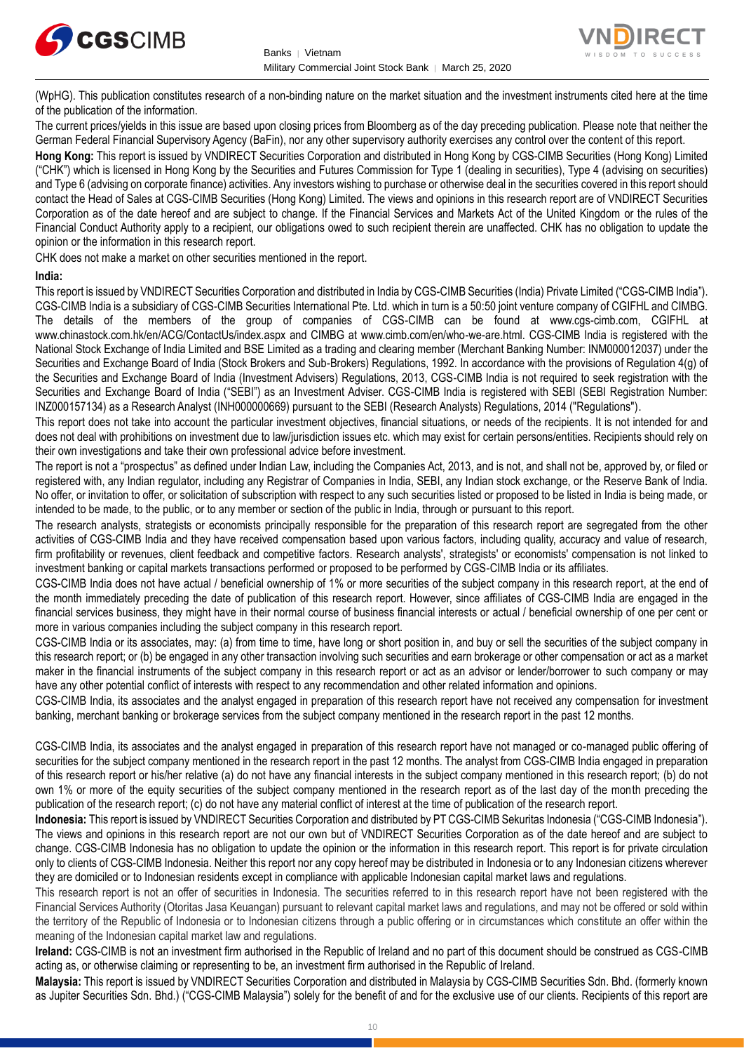(WpHG). This publication constitutes research of a non-binding nature on the market situation and the investment instruments cited here at the time of the publication of the information.

The current prices/yields in this issue are based upon closing prices from Bloomberg as of the day preceding publication. Please note that neither the German Federal Financial Supervisory Agency (BaFin), nor any other supervisory authority exercises any control over the content of this report.

**Hong Kong:** This report is issued by VNDIRECT Securities Corporation and distributed in Hong Kong by CGS-CIMB Securities (Hong Kong) Limited ("CHK") which is licensed in Hong Kong by the Securities and Futures Commission for Type 1 (dealing in securities), Type 4 (advising on securities) and Type 6 (advising on corporate finance) activities. Any investors wishing to purchase or otherwise deal in the securities covered in this report should contact the Head of Sales at CGS-CIMB Securities (Hong Kong) Limited. The views and opinions in this research report are of VNDIRECT Securities Corporation as of the date hereof and are subject to change. If the Financial Services and Markets Act of the United Kingdom or the rules of the Financial Conduct Authority apply to a recipient, our obligations owed to such recipient therein are unaffected. CHK has no obligation to update the opinion or the information in this research report.

CHK does not make a market on other securities mentioned in the report.

**India:**

This report is issued by VNDIRECT Securities Corporation and distributed in India by CGS-CIMB Securities (India) Private Limited ("CGS-CIMB India"). CGS-CIMB India is a subsidiary of CGS-CIMB Securities International Pte. Ltd. which in turn is a 50:50 joint venture company of CGIFHL and CIMBG. The details of the members of the group of companies of CGS-CIMB can be found at www.cgs-cimb.com, CGIFHL at www.chinastock.com.hk/en/ACG/ContactUs/index.aspx and CIMBG at www.cimb.com/en/who-we-are.html. CGS-CIMB India is registered with the National Stock Exchange of India Limited and BSE Limited as a trading and clearing member (Merchant Banking Number: INM000012037) under the Securities and Exchange Board of India (Stock Brokers and Sub-Brokers) Regulations, 1992. In accordance with the provisions of Regulation 4(g) of the Securities and Exchange Board of India (Investment Advisers) Regulations, 2013, CGS-CIMB India is not required to seek registration with the Securities and Exchange Board of India ("SEBI") as an Investment Adviser. CGS-CIMB India is registered with SEBI (SEBI Registration Number: INZ000157134) as a Research Analyst (INH000000669) pursuant to the SEBI (Research Analysts) Regulations, 2014 ("Regulations").

This report does not take into account the particular investment objectives, financial situations, or needs of the recipients. It is not intended for and does not deal with prohibitions on investment due to law/jurisdiction issues etc. which may exist for certain persons/entities. Recipients should rely on their own investigations and take their own professional advice before investment.

The report is not a "prospectus" as defined under Indian Law, including the Companies Act, 2013, and is not, and shall not be, approved by, or filed or registered with, any Indian regulator, including any Registrar of Companies in India, SEBI, any Indian stock exchange, or the Reserve Bank of India. No offer, or invitation to offer, or solicitation of subscription with respect to any such securities listed or proposed to be listed in India is being made, or intended to be made, to the public, or to any member or section of the public in India, through or pursuant to this report.

The research analysts, strategists or economists principally responsible for the preparation of this research report are segregated from the other activities of CGS-CIMB India and they have received compensation based upon various factors, including quality, accuracy and value of research, firm profitability or revenues, client feedback and competitive factors. Research analysts', strategists' or economists' compensation is not linked to investment banking or capital markets transactions performed or proposed to be performed by CGS-CIMB India or its affiliates.

CGS-CIMB India does not have actual / beneficial ownership of 1% or more securities of the subject company in this research report, at the end of the month immediately preceding the date of publication of this research report. However, since affiliates of CGS-CIMB India are engaged in the financial services business, they might have in their normal course of business financial interests or actual / beneficial ownership of one per cent or more in various companies including the subject company in this research report.

CGS-CIMB India or its associates, may: (a) from time to time, have long or short position in, and buy or sell the securities of the subject company in this research report; or (b) be engaged in any other transaction involving such securities and earn brokerage or other compensation or act as a market maker in the financial instruments of the subject company in this research report or act as an advisor or lender/borrower to such company or may have any other potential conflict of interests with respect to any recommendation and other related information and opinions.

CGS-CIMB India, its associates and the analyst engaged in preparation of this research report have not received any compensation for investment banking, merchant banking or brokerage services from the subject company mentioned in the research report in the past 12 months.

CGS-CIMB India, its associates and the analyst engaged in preparation of this research report have not managed or co-managed public offering of securities for the subject company mentioned in the research report in the past 12 months. The analyst from CGS-CIMB India engaged in preparation of this research report or his/her relative (a) do not have any financial interests in the subject company mentioned in this research report; (b) do not own 1% or more of the securities of the subject company mentioned in the research report as of the last day of the month preceding the publication of the research report; (c) do not have any material conflict of interest at the time of publication of the research report.

**Indonesia:** This report is issued by VNDIRECT Securities Corporation and distributed by PT CGS-CIMB Sekuritas Indonesia ("CGS-CIMB Indonesia"). The views and opinions in this research report are not our own but of VNDIRECT Securities Corporation as of the date hereof and are subject to change. CGS-CIMB Indonesia has no obligation to update the opinion or the information in this research report. This report is for private circulation only to clients of CGS-CIMB Indonesia. Neither this report nor any copy hereof may be distributed in Indonesia or to any Indonesian citizens wherever they are domiciled or to Indonesian residents except in compliance with applicable Indonesian capital market laws and regulations.

This research report is not an offer of securities in Indonesia. The securities referred to in this research report have not been registered with the Financial Services Authority (Otoritas Jasa Keuangan) pursuant to relevant capital market laws and regulations, and may not be offered or sold within the territory of the Republic of Indonesia or to Indonesian citizens through a public offering or in circumstances which constitute an offer within the meaning of the Indonesian capital market law and regulations.

**Ireland:** CGS-CIMB is not an investment firm authorised in the Republic of Ireland and no part of this document should be construed as CGS-CIMB acting as, or otherwise claiming or representing to be, an investment firm authorised in the Republic of Ireland.

**Malaysia:** This report is issued by VNDIRECT Securities Corporation and distributed in Malaysia by CGS-CIMB Securities Sdn. Bhd. (formerly known as Jupiter Securities Sdn. Bhd.) ("CGS-CIMB Malaysia") solely for the benefit of and for the exclusive use of our clients. Recipients of this report are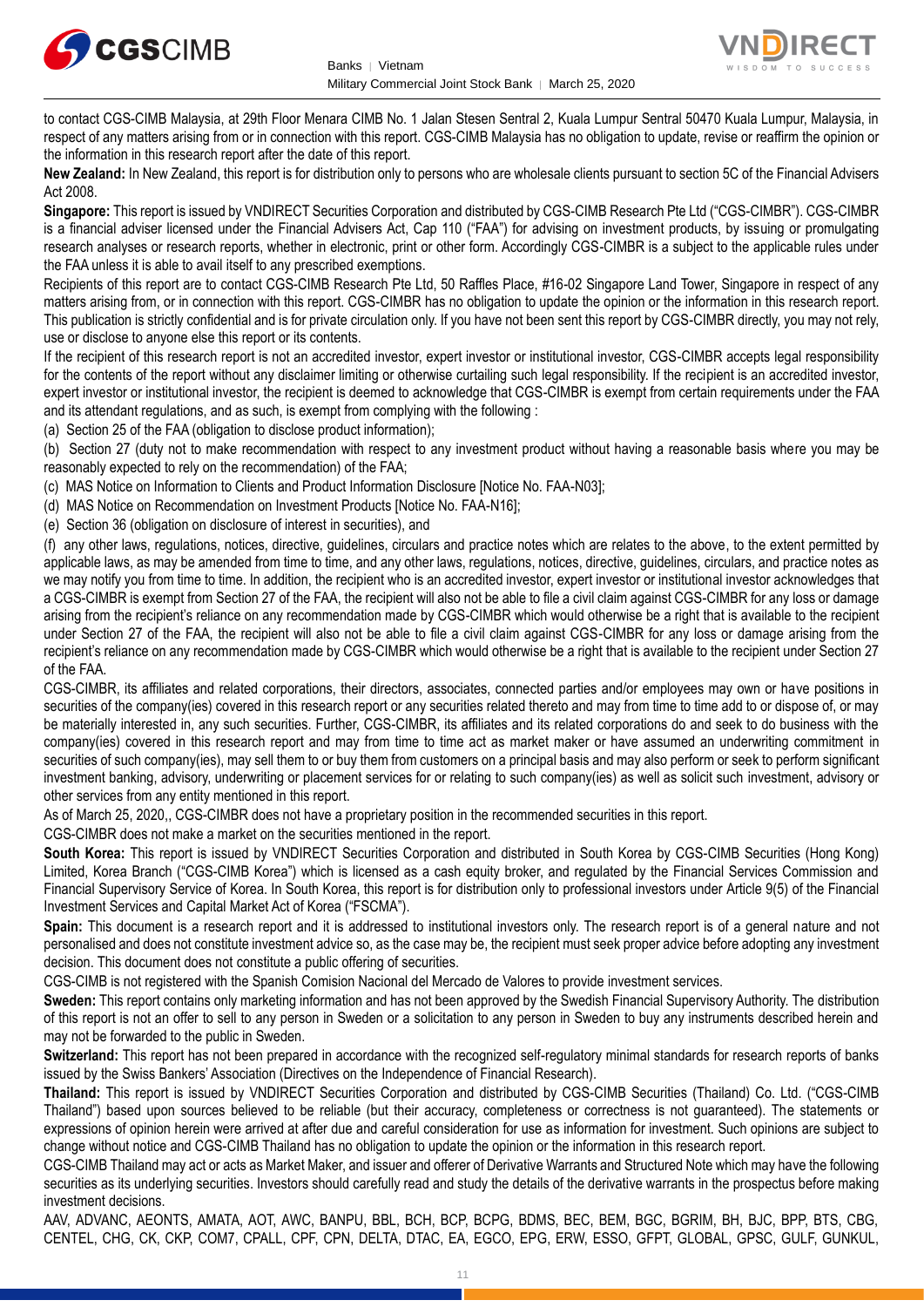to contact CGS-CIMB Malaysia, at 29th Floor Menara CIMB No. 1 Jalan Stesen Sentral 2, Kuala Lumpur Sentral 50470 Kuala Lumpur, Malaysia, in respect of any matters arising from or in connection with this report. CGS-CIMB Malaysia has no obligation to update, revise or reaffirm the opinion or the information in this research report after the date of this report.

**New Zealand:** In New Zealand, this report is for distribution only to persons who are wholesale clients pursuant to section 5C of the Financial Advisers Act 2008.

**Singapore:** This report is issued by VNDIRECT Securities Corporation and distributed by CGS-CIMB Research Pte Ltd ("CGS-CIMBR"). CGS-CIMBR is a financial adviser licensed under the Financial Advisers Act, Cap 110 ("FAA") for advising on investment products, by issuing or promulgating research analyses or research reports, whether in electronic, print or other form. Accordingly CGS-CIMBR is a subject to the applicable rules under the FAA unless it is able to avail itself to any prescribed exemptions.

Recipients of this report are to contact CGS-CIMB Research Pte Ltd, 50 Raffles Place, #16-02 Singapore Land Tower, Singapore in respect of any matters arising from, or in connection with this report. CGS-CIMBR has no obligation to update the opinion or the information in this research report. This publication is strictly confidential and is for private circulation only. If you have not been sent this report by CGS-CIMBR directly, you may not rely, use or disclose to anyone else this report or its contents.

If the recipient of this research report is not an accredited investor, expert investor or institutional investor, CGS-CIMBR accepts legal responsibility for the contents of the report without any disclaimer limiting or otherwise curtailing such legal responsibility. If the recipient is an accredited investor, expert investor or institutional investor, the recipient is deemed to acknowledge that CGS-CIMBR is exempt from certain requirements under the FAA and its attendant regulations, and as such, is exempt from complying with the following :

(a) Section 25 of the FAA (obligation to disclose product information);

(b) Section 27 (duty not to make recommendation with respect to any investment product without having a reasonable basis where you may be reasonably expected to rely on the recommendation) of the FAA;

(c) MAS Notice on Information to Clients and Product Information Disclosure [Notice No. FAA-N03];

(d) MAS Notice on Recommendation on Investment Products [Notice No. FAA-N16];

(e) Section 36 (obligation on disclosure of interest in securities), and

(f) any other laws, regulations, notices, directive, guidelines, circulars and practice notes which are relates to the above, to the extent permitted by applicable laws, as may be amended from time to time, and any other laws, regulations, notices, directive, guidelines, circulars, and practice notes as we may notify you from time to time. In addition, the recipient who is an accredited investor, expert investor or institutional investor acknowledges that a CGS-CIMBR is exempt from Section 27 of the FAA, the recipient will also not be able to file a civil claim against CGS-CIMBR for any loss or damage arising from the recipient's reliance on any recommendation made by CGS-CIMBR which would otherwise be a right that is available to the recipient under Section 27 of the FAA, the recipient will also not be able to file a civil claim against CGS-CIMBR for any loss or damage arising from the recipient's reliance on any recommendation made by CGS-CIMBR which would otherwise be a right that is available to the recipient under Section 27 of the FAA.

CGS-CIMBR, its affiliates and related corporations, their directors, associates, connected parties and/or employees may own or have positions in securities of the company(ies) covered in this research report or any securities related thereto and may from time to time add to or dispose of, or may be materially interested in, any such securities. Further, CGS-CIMBR, its affiliates and its related corporations do and seek to do business with the company(ies) covered in this research report and may from time to time act as market maker or have assumed an underwriting commitment in securities of such company(ies), may sell them to or buy them from customers on a principal basis and may also perform or seek to perform significant investment banking, advisory, underwriting or placement services for or relating to such company(ies) as well as solicit such investment, advisory or other services from any entity mentioned in this report.

As of March 25, 2020,, CGS-CIMBR does not have a proprietary position in the recommended securities in this report.

CGS-CIMBR does not make a market on the securities mentioned in the report.

**South Korea:** This report is issued by VNDIRECT Securities Corporation and distributed in South Korea by CGS-CIMB Securities (Hong Kong) Limited, Korea Branch ("CGS-CIMB Korea") which is licensed as a cash equity broker, and regulated by the Financial Services Commission and Financial Supervisory Service of Korea. In South Korea, this report is for distribution only to professional investors under Article 9(5) of the Financial Investment Services and Capital Market Act of Korea ("FSCMA").

**Spain:** This document is a research report and it is addressed to institutional investors only. The research report is of a general nature and not personalised and does not constitute investment advice so, as the case may be, the recipient must seek proper advice before adopting any investment decision. This document does not constitute a public offering of securities.

CGS-CIMB is not registered with the Spanish Comision Nacional del Mercado de Valores to provide investment services.

**Sweden:** This report contains only marketing information and has not been approved by the Swedish Financial Supervisory Authority. The distribution of this report is not an offer to sell to any person in Sweden or a solicitation to any person in Sweden to buy any instruments described herein and may not be forwarded to the public in Sweden.

**Switzerland:** This report has not been prepared in accordance with the recognized self-regulatory minimal standards for research reports of banks issued by the Swiss Bankers' Association (Directives on the Independence of Financial Research).

**Thailand:** This report is issued by VNDIRECT Securities Corporation and distributed by CGS-CIMB Securities (Thailand) Co. Ltd. ("CGS-CIMB Thailand") based upon sources believed to be reliable (but their accuracy, completeness or correctness is not guaranteed). The statements or expressions of opinion herein were arrived at after due and careful consideration for use as information for investment. Such opinions are subject to change without notice and CGS-CIMB Thailand has no obligation to update the opinion or the information in this research report.

CGS-CIMB Thailand may act or acts as Market Maker, and issuer and offerer of Derivative Warrants and Structured Note which may have the following securities as its underlying securities. Investors should carefully read and study the details of the derivative warrants in the prospectus before making investment decisions.

AAV, ADVANC, AEONTS, AMATA, AOT, AWC, BANPU, BBL, BCH, BCP, BCPG, BDMS, BEC, BEM, BGC, BGRIM, BH, BJC, BPP, BTS, CBG, CENTEL, CHG, CK, CKP, COM7, CPALL, CPF, CPN, DELTA, DTAC, EA, EGCO, EPG, ERW, ESSO, GFPT, GLOBAL, GPSC, GULF, GUNKUL,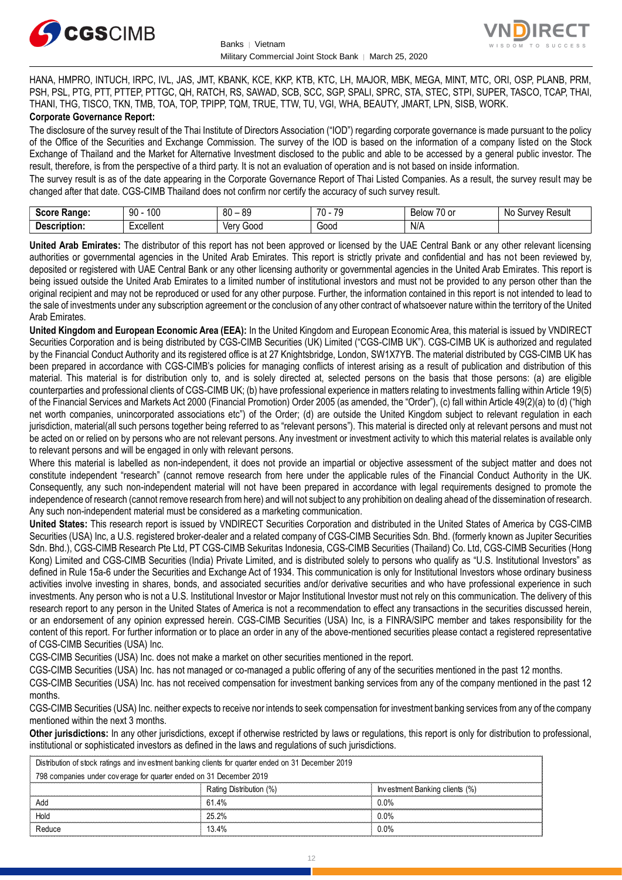HANA, HMPRO, INTUCH, IRPC, IVL, JAS, JMT, KBANK, KCE, KKP, KTB, KTC, LH, MAJOR, MBK, MEGA, MINT, MTC, ORI, OSP, PLANB, PRM, PSH, PSL, PTG, PTT, PTTEP, PTTGC, QH, RATCH, RS, SAWAD, SCB, SCC, SGP, SPALI, SPRC, STA, STEC, STPI, SUPER, TASCO, TCAP, THAI, THANI, THG, TISCO, TKN, TMB, TOA, TOP, TPIPP, TQM, TRUE, TTW, TU, VGI, WHA, BEAUTY, JMART, LPN, SISB, WORK.

**Corporate Governance Report:**

The disclosure of the survey result of the Thai Institute of Directors Association ("IOD") regarding corporate governance is made pursuant to the policy of the Office of the Securities and Exchange Commission. The survey of the IOD is based on the information of a company listed on the Stock Exchange of Thailand and the Market for Alternative Investment disclosed to the public and able to be accessed by a general public investor. The result, therefore, is from the perspective of a third party. It is not an evaluation of operation and is not based on inside information.

The survey result is as of the date appearing in the Corporate Governance Report of Thai Listed Companies. As a result, the survey result may be changed after that date. CGS-CIMB Thailand does not confirm nor certify the accuracy of such survey result.

| **Score Range:** | 90 - 100 | 80 – 89 | 70 - 79 | Below 70 or | No Survey Result |
|---|---|---|---|---|---|
| **Description:** | Excellent | Very Good | Good | N/A | |

**United Arab Emirates:** The distributor of this report has not been approved or licensed by the UAE Central Bank or any other relevant licensing authorities or governmental agencies in the United Arab Emirates. This report is strictly private and confidential and has not been reviewed by, deposited or registered with UAE Central Bank or any other licensing authority or governmental agencies in the United Arab Emirates. This report is being issued outside the United Arab Emirates to a limited number of institutional investors and must not be provided to any person other than the original recipient and may not be reproduced or used for any other purpose. Further, the information contained in this report is not intended to lead to the sale of investments under any subscription agreement or the conclusion of any other contract of whatsoever nature within the territory of the United Arab Emirates.

**United Kingdom and European Economic Area (EEA):** In the United Kingdom and European Economic Area, this material is issued by VNDIRECT Securities Corporation and is being distributed by CGS-CIMB Securities (UK) Limited ("CGS-CIMB UK"). CGS-CIMB UK is authorized and regulated by the Financial Conduct Authority and its registered office is at 27 Knightsbridge, London, SW1X7YB. The material distributed by CGS-CIMB UK has been prepared in accordance with CGS-CIMB's policies for managing conflicts of interest arising as a result of publication and distribution of this material. This material is for distribution only to, and is solely directed at, selected persons on the basis that those persons: (a) are eligible counterparties and professional clients of CGS-CIMB UK; (b) have professional experience in matters relating to investments falling within Article 19(5) of the Financial Services and Markets Act 2000 (Financial Promotion) Order 2005 (as amended, the "Order"), (c) fall within Article 49(2)(a) to (d) ("high net worth companies, unincorporated associations etc") of the Order; (d) are outside the United Kingdom subject to relevant regulation in each jurisdiction, material(all such persons together being referred to as "relevant persons"). This material is directed only at relevant persons and must not be acted on or relied on by persons who are not relevant persons. Any investment or investment activity to which this material relates is available only to relevant persons and will be engaged in only with relevant persons.

Where this material is labelled as non-independent, it does not provide an impartial or objective assessment of the subject matter and does not constitute independent "research" (cannot remove research from here under the applicable rules of the Financial Conduct Authority in the UK. Consequently, any such non-independent material will not have been prepared in accordance with legal requirements designed to promote the independence of research (cannot remove research from here) and will not subject to any prohibition on dealing ahead of the dissemination of research. Any such non-independent material must be considered as a marketing communication.

**United States:** This research report is issued by VNDIRECT Securities Corporation and distributed in the United States of America by CGS-CIMB Securities (USA) Inc, a U.S. registered broker-dealer and a related company of CGS-CIMB Securities Sdn. Bhd. (formerly known as Jupiter Securities Sdn. Bhd.), CGS-CIMB Research Pte Ltd, PT CGS-CIMB Sekuritas Indonesia, CGS-CIMB Securities (Thailand) Co. Ltd, CGS-CIMB Securities (Hong Kong) Limited and CGS-CIMB Securities (India) Private Limited, and is distributed solely to persons who qualify as "U.S. Institutional Investors" as defined in Rule 15a-6 under the Securities and Exchange Act of 1934. This communication is only for Institutional Investors whose ordinary business activities involve investing in shares, bonds, and associated securities and/or derivative securities and who have professional experience in such investments. Any person who is not a U.S. Institutional Investor or Major Institutional Investor must not rely on this communication. The delivery of this research report to any person in the United States of America is not a recommendation to effect any transactions in the securities discussed herein, or an endorsement of any opinion expressed herein. CGS-CIMB Securities (USA) Inc, is a FINRA/SIPC member and takes responsibility for the content of this report. For further information or to place an order in any of the above-mentioned securities please contact a registered representative of CGS-CIMB Securities (USA) Inc.

CGS-CIMB Securities (USA) Inc. does not make a market on other securities mentioned in the report.

CGS-CIMB Securities (USA) Inc. has not managed or co-managed a public offering of any of the securities mentioned in the past 12 months.

CGS-CIMB Securities (USA) Inc. has not received compensation for investment banking services from any of the company mentioned in the past 12 months.

CGS-CIMB Securities (USA) Inc. neither expects to receive nor intends to seek compensation for investment banking services from any of the company mentioned within the next 3 months.

**Other jurisdictions:** In any other jurisdictions, except if otherwise restricted by laws or regulations, this report is only for distribution to professional, institutional or sophisticated investors as defined in the laws and regulations of such jurisdictions.

| Distribution of stock ratings and investment banking clients for quarter ended on 31 December 2019 | | |
|---|---|---|
| 798 companies under coverage for quarter ended on 31 December 2019 | | |
| | Rating Distribution (%) | Investment Banking clients (%) |
| Add | 61.4% | 0.0% |
| Hold | 25.2% | 0.0% |
| Reduce | 13.4% | 0.0% |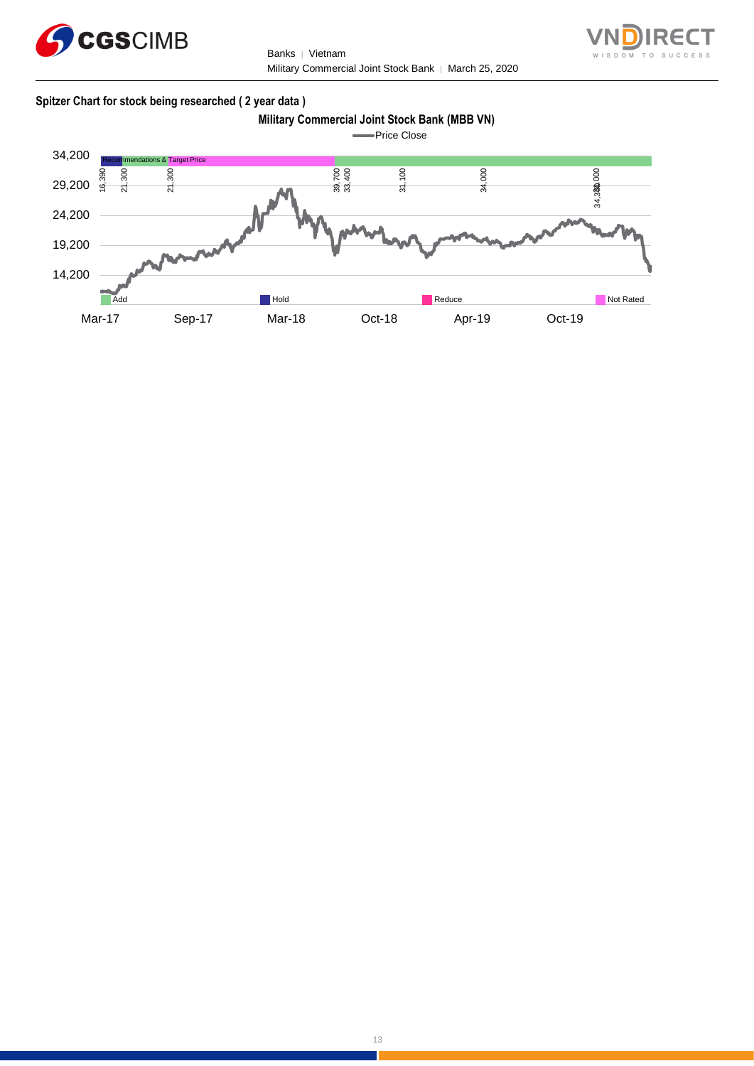**Spitzer Chart for stock being researched ( 2 year data )**

**Military Commercial Joint Stock Bank (MBB VN)**

Price Close

Recommendations & Target Price

16,390 | 21,300 | 21,300 | 39,700 | 33,400 | 31,100 | 34,000 | 34,300 | 34,000

34,200 | 29,200 | 24,200 | 19,200 | 14,200

Add | Hold | Reduce | Not Rated

Mar-17 | Sep-17 | Mar-18 | Oct-18 | Apr-19 | Oct-19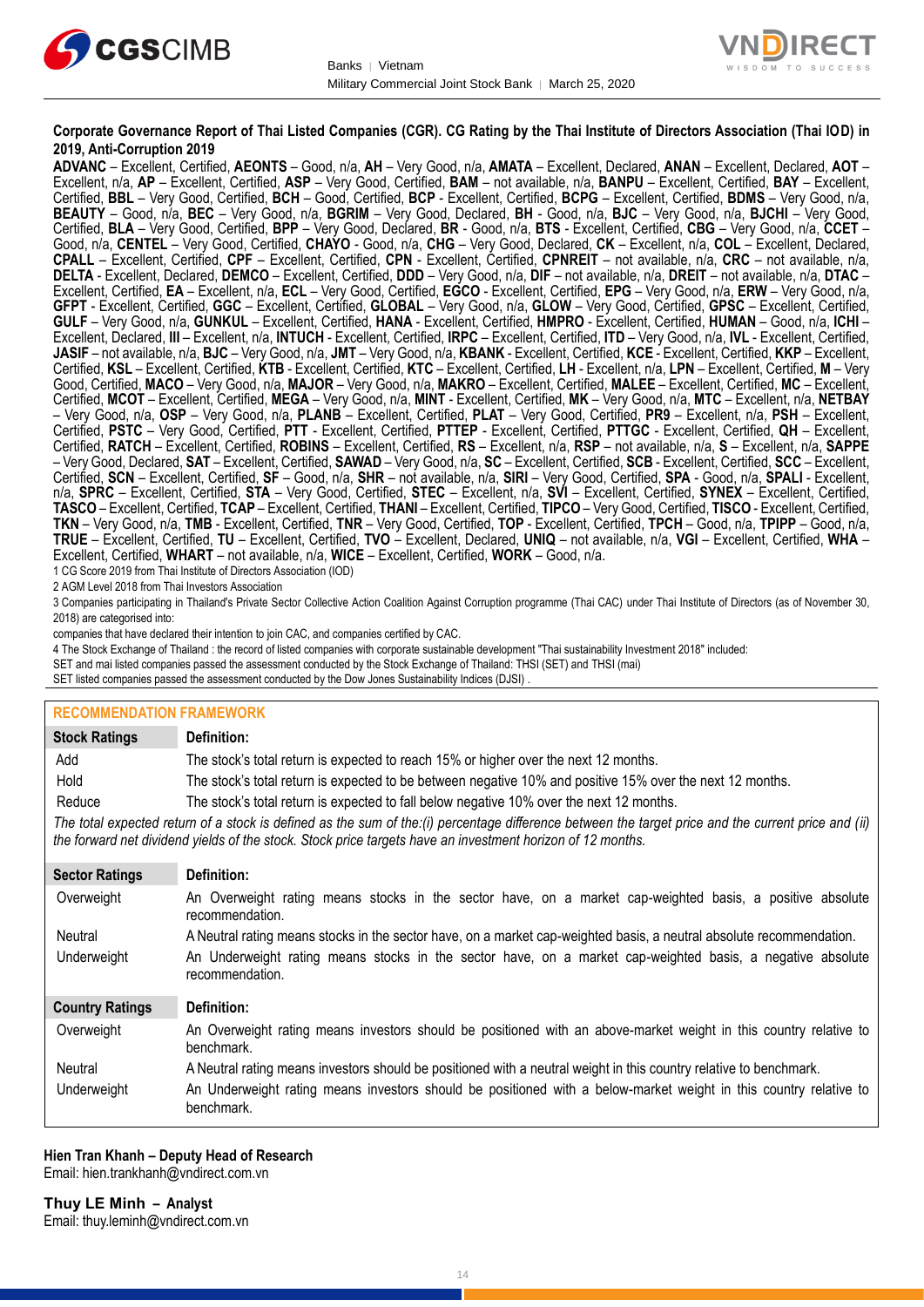**Corporate Governance Report of Thai Listed Companies (CGR). CG Rating by the Thai Institute of Directors Association (Thai IOD) in 2019, Anti-Corruption 2019**

**ADVANC** – Excellent, Certified, **AEONTS** – Good, n/a, **AH** – Very Good, n/a, **AMATA** – Excellent, Declared, **ANAN** – Excellent, Declared, **AOT** – Excellent, n/a, **AP** – Excellent, Certified, **ASP** – Very Good, Certified, **BAM** – not available, n/a, **BANPU** – Excellent, Certified, **BAY** – Excellent, Certified, **BBL** – Very Good, Certified, **BCH** – Good, Certified, **BCP** - Excellent, Certified, **BCPG** – Excellent, Certified, **BDMS** – Very Good, n/a, **BEAUTY** – Good, n/a, **BEC** – Very Good, n/a, **BGRIM** – Very Good, Declared, **BH** - Good, n/a, **BJC** – Very Good, n/a, **BJCHI** – Very Good, Certified, **BLA** – Very Good, Certified, **BPP** – Very Good, Declared, **BR** - Good, n/a, **BTS** - Excellent, Certified, **CBG** – Very Good, n/a, **CCET** – Good, n/a, **CENTEL** – Very Good, Certified, **CHAYO** - Good, n/a, **CHG** – Very Good, Declared, **CK** – Excellent, n/a, **COL** – Excellent, Declared, **CPALL** – Excellent, Certified, **CPF** – Excellent, Certified, **CPN** - Excellent, Certified, **CPNREIT** – not available, n/a, **CRC** – not available, n/a, **DELTA** - Excellent, Declared, **DEMCO** – Excellent, Certified, **DDD** – Very Good, n/a, **DIF** – not available, n/a, **DREIT** – not available, n/a, **DTAC** – Excellent, Certified, **EA** – Excellent, n/a, **ECL** – Very Good, Certified, **EGCO** - Excellent, Certified, **EPG** – Very Good, n/a, **ERW** – Very Good, n/a, **GFPT** - Excellent, Certified, **GGC** – Excellent, Certified, **GLOBAL** – Very Good, n/a, **GLOW** – Very Good, Certified, **GPSC** – Excellent, Certified, **GULF** – Very Good, n/a, **GUNKUL** – Excellent, Certified, **HANA** - Excellent, Certified, **HMPRO** - Excellent, Certified, **HUMAN** – Good, n/a, **ICHI** – Excellent, Declared, **III** – Excellent, n/a, **INTUCH** - Excellent, Certified, **IRPC** – Excellent, Certified, **ITD** – Very Good, n/a, **IVL** - Excellent, Certified, **JASIF** – not available, n/a, **BJC** – Very Good, n/a, **JMT** – Very Good, n/a, **KBANK** - Excellent, Certified, **KCE** - Excellent, Certified, **KKP** – Excellent, Certified, **KSL** – Excellent, Certified, **KTB** - Excellent, Certified, **KTC** – Excellent, Certified, **LH** - Excellent, n/a, **LPN** – Excellent, Certified, **M** – Very Good, Certified, **MACO** – Very Good, n/a, **MAJOR** – Very Good, n/a, **MAKRO** – Excellent, Certified, **MALEE** – Excellent, Certified, **MC** – Excellent, Certified, **MCOT** – Excellent, Certified, **MEGA** – Very Good, n/a, **MINT** - Excellent, Certified, **MK** – Very Good, n/a, **MTC** – Excellent, n/a, **NETBAY** – Very Good, n/a, **OSP** – Very Good, n/a, **PLANB** – Excellent, Certified, **PLAT** – Very Good, Certified, **PR9** – Excellent, n/a, **PSH** – Excellent, Certified, **PSTC** – Very Good, Certified, **PTT** - Excellent, Certified, **PTTEP** - Excellent, Certified, **PTTGC** - Excellent, Certified, **QH** – Excellent, Certified, **RATCH** – Excellent, Certified, **ROBINS** – Excellent, Certified, **RS** – Excellent, n/a, **RSP** – not available, n/a, **S** – Excellent, n/a, **SAPPE** – Very Good, Declared, **SAT** – Excellent, Certified, **SAWAD** – Very Good, n/a, **SC** – Excellent, Certified, **SCB** - Excellent, Certified, **SCC** – Excellent, Certified, **SCN** – Excellent, Certified, **SF** – Good, n/a, **SHR** – not available, n/a, **SIRI** – Very Good, Certified, **SPA** - Good, n/a, **SPALI** - Excellent, n/a, **SPRC** – Excellent, Certified, **STA** – Very Good, Certified, **STEC** – Excellent, n/a, **SVI** – Excellent, Certified, **SYNEX** – Excellent, Certified, **TASCO** – Excellent, Certified, **TCAP** – Excellent, Certified, **THANI** – Excellent, Certified, **TIPCO** – Very Good, Certified, **TISCO** - Excellent, Certified, **TKN** – Very Good, n/a, **TMB** - Excellent, Certified, **TNR** – Very Good, Certified, **TOP** - Excellent, Certified, **TPCH** – Good, n/a, **TPIPP** – Good, n/a, **TRUE** – Excellent, Certified, **TU** – Excellent, Certified, **TVO** – Excellent, Declared, **UNIQ** – not available, n/a, **VGI** – Excellent, Certified, **WHA** – Excellent, Certified, **WHART** – not available, n/a, **WICE** – Excellent, Certified, **WORK** – Good, n/a.

1 CG Score 2019 from Thai Institute of Directors Association (IOD)

2 AGM Level 2018 from Thai Investors Association

3 Companies participating in Thailand's Private Sector Collective Action Coalition Against Corruption programme (Thai CAC) under Thai Institute of Directors (as of November 30, 2018) are categorised into:

companies that have declared their intention to join CAC, and companies certified by CAC.

4 The Stock Exchange of Thailand : the record of listed companies with corporate sustainable development "Thai sustainability Investment 2018" included:

SET and mai listed companies passed the assessment conducted by the Stock Exchange of Thailand: THSI (SET) and THSI (mai)

SET listed companies passed the assessment conducted by the Dow Jones Sustainability Indices (DJSI) .

## RECOMMENDATION FRAMEWORK

| Stock Ratings | Definition: |
|---|---|
| Add | The stock's total return is expected to reach 15% or higher over the next 12 months. |
| Hold | The stock's total return is expected to be between negative 10% and positive 15% over the next 12 months. |
| Reduce | The stock's total return is expected to fall below negative 10% over the next 12 months. |

*The total expected return of a stock is defined as the sum of the:(i) percentage difference between the target price and the current price and (ii) the forward net dividend yields of the stock. Stock price targets have an investment horizon of 12 months.*

| Sector Ratings | Definition: |
|---|---|
| Overweight | An Overweight rating means stocks in the sector have, on a market cap-weighted basis, a positive absolute recommendation. |
| Neutral | A Neutral rating means stocks in the sector have, on a market cap-weighted basis, a neutral absolute recommendation. |
| Underweight | An Underweight rating means stocks in the sector have, on a market cap-weighted basis, a negative absolute recommendation. |

| Country Ratings | Definition: |
|---|---|
| Overweight | An Overweight rating means investors should be positioned with an above-market weight in this country relative to benchmark. |
| Neutral | A Neutral rating means investors should be positioned with a neutral weight in this country relative to benchmark. |
| Underweight | An Underweight rating means investors should be positioned with a below-market weight in this country relative to benchmark. |

**Hien Tran Khanh – Deputy Head of Research**
Email: hien.trankhanh@vndirect.com.vn

**Thuy LE Minh – Analyst**
Email: thuy.leminh@vndirect.com.vn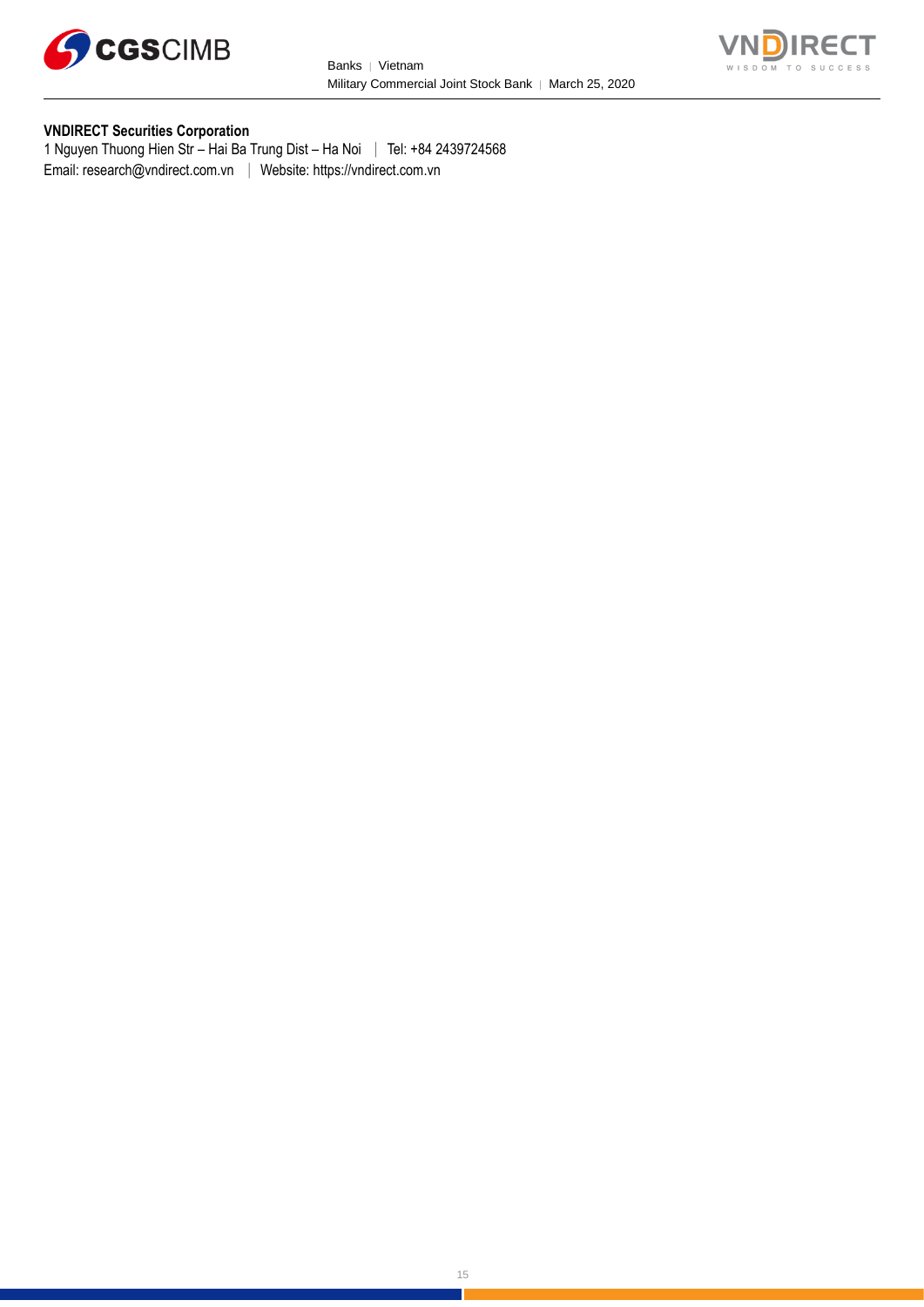**VNDIRECT Securities Corporation**

1 Nguyen Thuong Hien Str – Hai Ba Trung Dist – Ha Noi | Tel: +84 2439724568

Email: research@vndirect.com.vn | Website: https://vndirect.com.vn